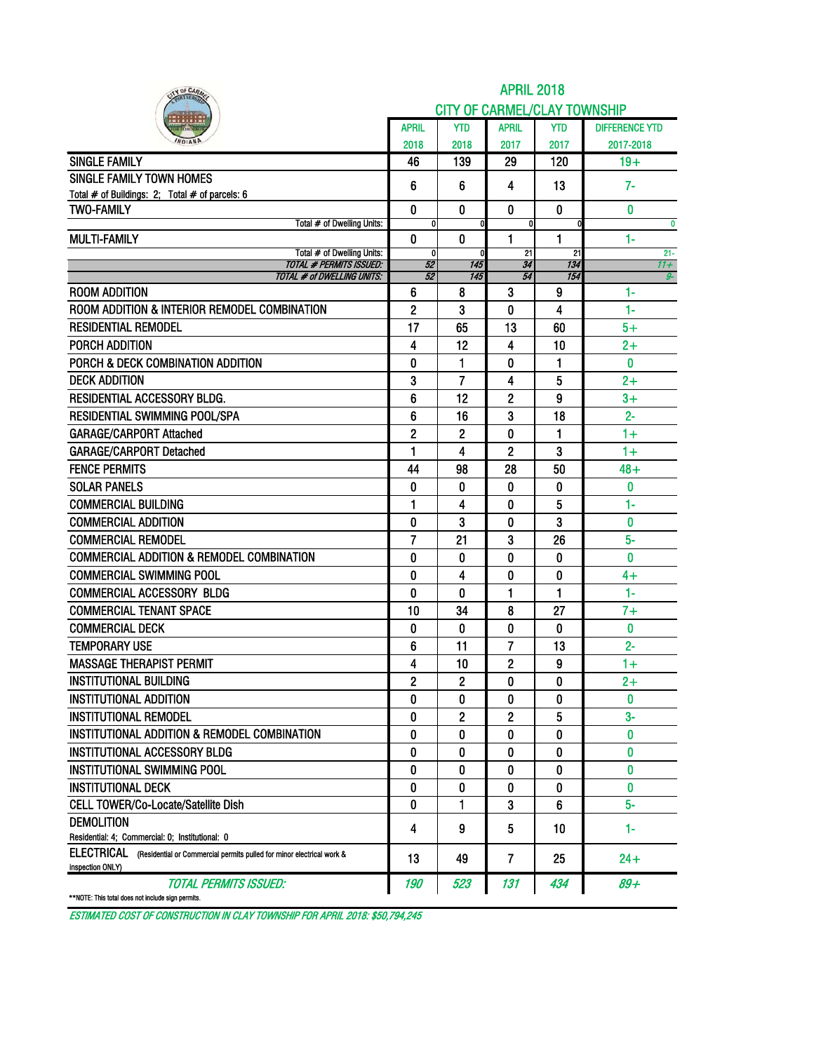# APRIL 2018

## CITY OF CARMEL/CLAY TOWNSHIP

| | APRIL 2018 | YTD 2018 | APRIL 2017 | YTD 2017 | DIFFERENCE YTD 2017-2018 |
|---|---|---|---|---|---|
| SINGLE FAMILY | 46 | 139 | 29 | 120 | 19+ |
| SINGLE FAMILY TOWN HOMES<br>Total # of Buildings: 2; Total # of parcels: 6 | 6 | 6 | 4 | 13 | 7- |
| TWO-FAMILY | 0 | 0 | 0 | 0 | 0 |
| Total # of Dwelling Units: | 0 | 0 | 0 | 0 | 0 |
| MULTI-FAMILY | 0 | 0 | 1 | 1 | 1- |
| Total # of Dwelling Units: | 0 | 0 | 21 | 21 | 21- |
| *TOTAL # PERMITS ISSUED:* | *52* | *145* | *34* | *134* | *11+* |
| *TOTAL # of DWELLING UNITS:* | *52* | *145* | *54* | *154* | *9-* |
| ROOM ADDITION | 6 | 8 | 3 | 9 | 1- |
| ROOM ADDITION & INTERIOR REMODEL COMBINATION | 2 | 3 | 0 | 4 | 1- |
| RESIDENTIAL REMODEL | 17 | 65 | 13 | 60 | 5+ |
| PORCH ADDITION | 4 | 12 | 4 | 10 | 2+ |
| PORCH & DECK COMBINATION ADDITION | 0 | 1 | 0 | 1 | 0 |
| DECK ADDITION | 3 | 7 | 4 | 5 | 2+ |
| RESIDENTIAL ACCESSORY BLDG. | 6 | 12 | 2 | 9 | 3+ |
| RESIDENTIAL SWIMMING POOL/SPA | 6 | 16 | 3 | 18 | 2- |
| GARAGE/CARPORT Attached | 2 | 2 | 0 | 1 | 1+ |
| GARAGE/CARPORT Detached | 1 | 4 | 2 | 3 | 1+ |
| FENCE PERMITS | 44 | 98 | 28 | 50 | 48+ |
| SOLAR PANELS | 0 | 0 | 0 | 0 | 0 |
| COMMERCIAL BUILDING | 1 | 4 | 0 | 5 | 1- |
| COMMERCIAL ADDITION | 0 | 3 | 0 | 3 | 0 |
| COMMERCIAL REMODEL | 7 | 21 | 3 | 26 | 5- |
| COMMERCIAL ADDITION & REMODEL COMBINATION | 0 | 0 | 0 | 0 | 0 |
| COMMERCIAL SWIMMING POOL | 0 | 4 | 0 | 0 | 4+ |
| COMMERCIAL ACCESSORY BLDG | 0 | 0 | 1 | 1 | 1- |
| COMMERCIAL TENANT SPACE | 10 | 34 | 8 | 27 | 7+ |
| COMMERCIAL DECK | 0 | 0 | 0 | 0 | 0 |
| TEMPORARY USE | 6 | 11 | 7 | 13 | 2- |
| MASSAGE THERAPIST PERMIT | 4 | 10 | 2 | 9 | 1+ |
| INSTITUTIONAL BUILDING | 2 | 2 | 0 | 0 | 2+ |
| INSTITUTIONAL ADDITION | 0 | 0 | 0 | 0 | 0 |
| INSTITUTIONAL REMODEL | 0 | 2 | 2 | 5 | 3- |
| INSTITUTIONAL ADDITION & REMODEL COMBINATION | 0 | 0 | 0 | 0 | 0 |
| INSTITUTIONAL ACCESSORY BLDG | 0 | 0 | 0 | 0 | 0 |
| INSTITUTIONAL SWIMMING POOL | 0 | 0 | 0 | 0 | 0 |
| INSTITUTIONAL DECK | 0 | 0 | 0 | 0 | 0 |
| CELL TOWER/Co-Locate/Satellite Dish | 0 | 1 | 3 | 6 | 5- |
| DEMOLITION<br>Residential: 4; Commercial: 0; Institutional: 0 | 4 | 9 | 5 | 10 | 1- |
| ELECTRICAL (Residential or Commercial permits pulled for minor electrical work & inspection ONLY) | 13 | 49 | 7 | 25 | 24+ |
| *TOTAL PERMITS ISSUED:* | *190* | *523* | *131* | *434* | *89+* |

**NOTE: This total does not include sign permits.

*ESTIMATED COST OF CONSTRUCTION IN CLAY TOWNSHIP FOR APRIL 2018: $50,794,245*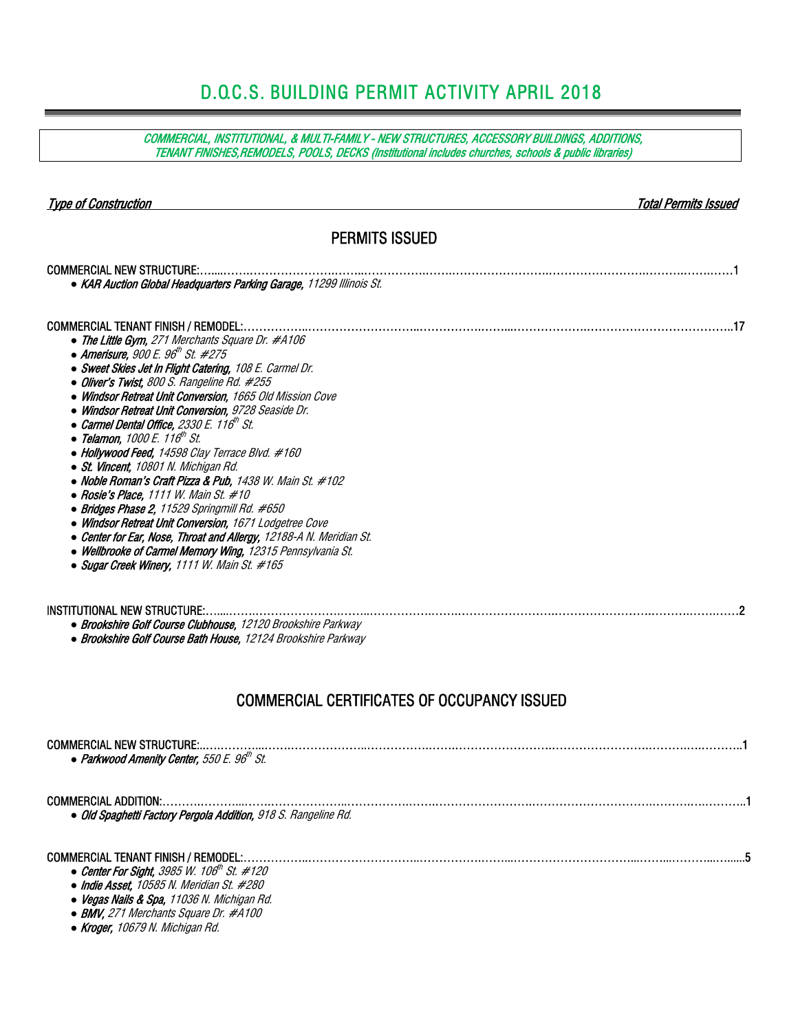# D.O.C.S. BUILDING PERMIT ACTIVITY APRIL 2018

*COMMERCIAL, INSTITUTIONAL, & MULTI-FAMILY - NEW STRUCTURES, ACCESSORY BUILDINGS, ADDITIONS, TENANT FINISHES,REMODELS, POOLS, DECKS (Institutional includes churches, schools & public libraries)*

| *Type of Construction* | *Total Permits Issued* |
| --- | --- |

## PERMITS ISSUED

COMMERCIAL NEW STRUCTURE:……………………………………………………………………………………………1

- ***KAR Auction Global Headquarters Parking Garage,*** *11299 Illinois St.*

COMMERCIAL TENANT FINISH / REMODEL:……………………………………………………………………………………………17

- ***The Little Gym,*** *271 Merchants Square Dr. #A106*
- ***Amerisure,*** *900 E. 96th St. #275*
- ***Sweet Skies Jet In Flight Catering,*** *108 E. Carmel Dr.*
- ***Oliver's Twist,*** *800 S. Rangeline Rd. #255*
- ***Windsor Retreat Unit Conversion,*** *1665 Old Mission Cove*
- ***Windsor Retreat Unit Conversion,*** *9728 Seaside Dr.*
- ***Carmel Dental Office,*** *2330 E. 116th St.*
- ***Telamon,*** *1000 E. 116th St.*
- ***Hollywood Feed,*** *14598 Clay Terrace Blvd. #160*
- ***St. Vincent,*** *10801 N. Michigan Rd.*
- ***Noble Roman's Craft Pizza & Pub,*** *1438 W. Main St. #102*
- ***Rosie's Place,*** *1111 W. Main St. #10*
- ***Bridges Phase 2,*** *11529 Springmill Rd. #650*
- ***Windsor Retreat Unit Conversion,*** *1671 Lodgetree Cove*
- ***Center for Ear, Nose, Throat and Allergy,*** *12188-A N. Meridian St.*
- ***Wellbrooke of Carmel Memory Wing,*** *12315 Pennsylvania St.*
- ***Sugar Creek Winery,*** *1111 W. Main St. #165*

INSTITUTIONAL NEW STRUCTURE:……………………………………………………………………………………………2

- ***Brookshire Golf Course Clubhouse,*** *12120 Brookshire Parkway*
- ***Brookshire Golf Course Bath House,*** *12124 Brookshire Parkway*

## COMMERCIAL CERTIFICATES OF OCCUPANCY ISSUED

COMMERCIAL NEW STRUCTURE:……………………………………………………………………………………………1

- ***Parkwood Amenity Center,*** *550 E. 96th St.*

COMMERCIAL ADDITION:……………………………………………………………………………………………1

- ***Old Spaghetti Factory Pergola Addition,*** *918 S. Rangeline Rd.*

COMMERCIAL TENANT FINISH / REMODEL:……………………………………………………………………………………………5

- ***Center For Sight,*** *3985 W. 106th St. #120*
- ***Indie Asset,*** *10585 N. Meridian St. #280*
- ***Vegas Nails & Spa,*** *11036 N. Michigan Rd.*
- ***BMV,*** *271 Merchants Square Dr. #A100*
- ***Kroger,*** *10679 N. Michigan Rd.*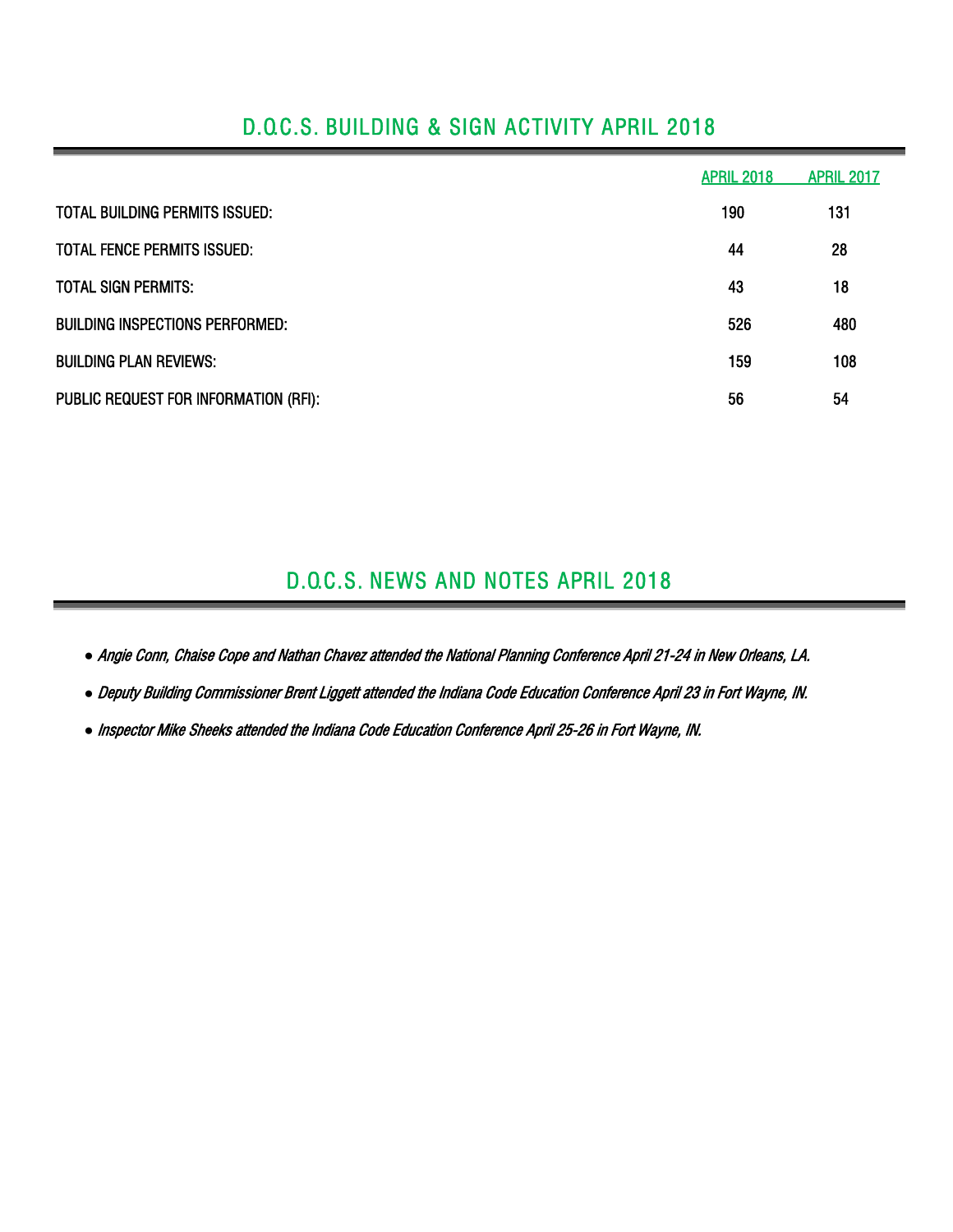## D.O.C.S. BUILDING & SIGN ACTIVITY APRIL 2018

| | APRIL 2018 | APRIL 2017 |
|---|---|---|
| TOTAL BUILDING PERMITS ISSUED: | 190 | 131 |
| TOTAL FENCE PERMITS ISSUED: | 44 | 28 |
| TOTAL SIGN PERMITS: | 43 | 18 |
| BUILDING INSPECTIONS PERFORMED: | 526 | 480 |
| BUILDING PLAN REVIEWS: | 159 | 108 |
| PUBLIC REQUEST FOR INFORMATION (RFI): | 56 | 54 |

## D.O.C.S. NEWS AND NOTES APRIL 2018

- *Angie Conn, Chaise Cope and Nathan Chavez attended the National Planning Conference April 21-24 in New Orleans, LA.*
- *Deputy Building Commissioner Brent Liggett attended the Indiana Code Education Conference April 23 in Fort Wayne, IN.*
- *Inspector Mike Sheeks attended the Indiana Code Education Conference April 25-26 in Fort Wayne, IN.*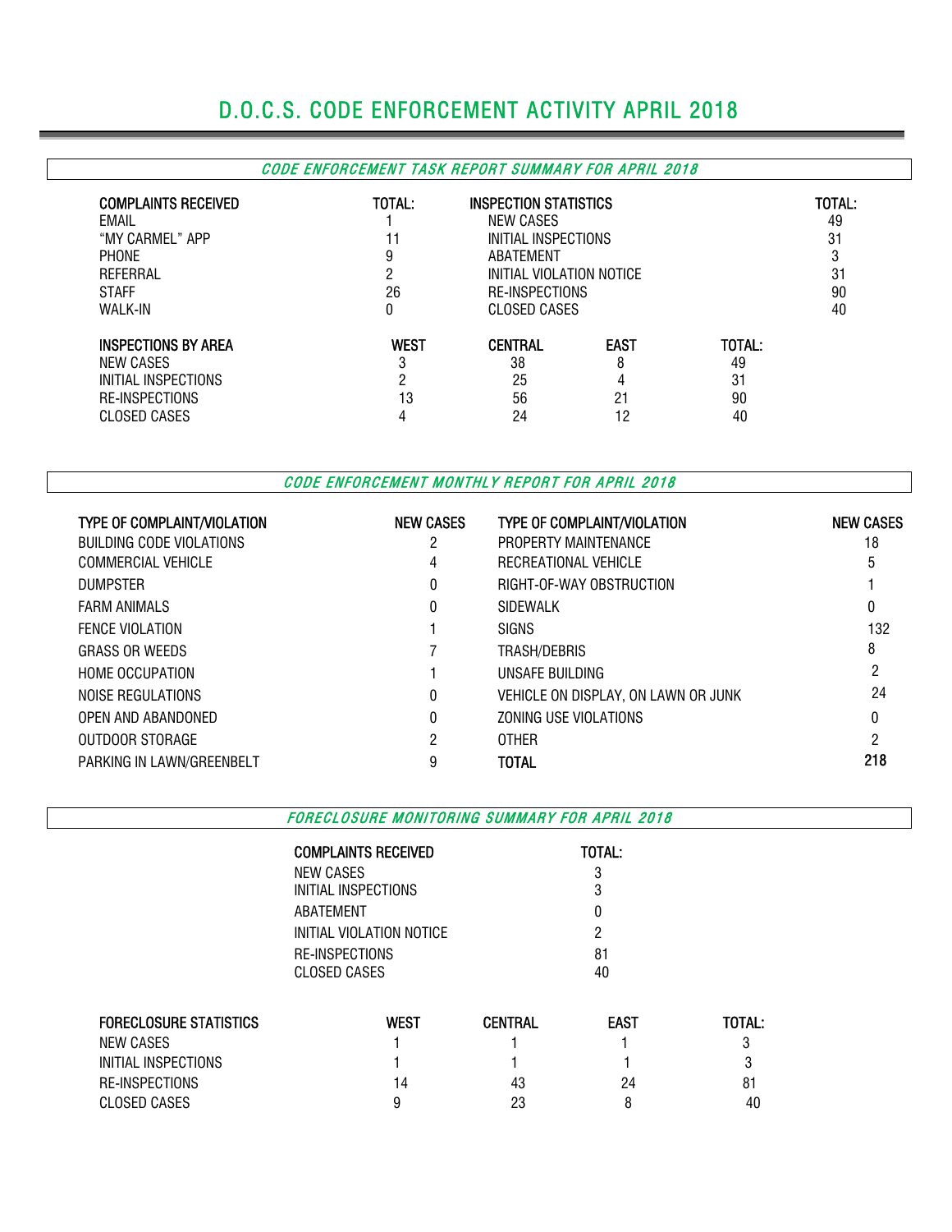# D.O.C.S. CODE ENFORCEMENT ACTIVITY APRIL 2018

## *CODE ENFORCEMENT TASK REPORT SUMMARY FOR APRIL 2018*

| COMPLAINTS RECEIVED | TOTAL: |
|---|---|
| EMAIL | 1 |
| "MY CARMEL" APP | 11 |
| PHONE | 9 |
| REFERRAL | 2 |
| STAFF | 26 |
| WALK-IN | 0 |

| INSPECTION STATISTICS | TOTAL: |
|---|---|
| NEW CASES | 49 |
| INITIAL INSPECTIONS | 31 |
| ABATEMENT | 3 |
| INITIAL VIOLATION NOTICE | 31 |
| RE-INSPECTIONS | 90 |
| CLOSED CASES | 40 |

| INSPECTIONS BY AREA | WEST | CENTRAL | EAST | TOTAL: |
|---|---|---|---|---|
| NEW CASES | 3 | 38 | 8 | 49 |
| INITIAL INSPECTIONS | 2 | 25 | 4 | 31 |
| RE-INSPECTIONS | 13 | 56 | 21 | 90 |
| CLOSED CASES | 4 | 24 | 12 | 40 |

## *CODE ENFORCEMENT MONTHLY REPORT FOR APRIL 2018*

| TYPE OF COMPLAINT/VIOLATION | NEW CASES | TYPE OF COMPLAINT/VIOLATION | NEW CASES |
|---|---|---|---|
| BUILDING CODE VIOLATIONS | 2 | PROPERTY MAINTENANCE | 18 |
| COMMERCIAL VEHICLE | 4 | RECREATIONAL VEHICLE | 5 |
| DUMPSTER | 0 | RIGHT-OF-WAY OBSTRUCTION | 1 |
| FARM ANIMALS | 0 | SIDEWALK | 0 |
| FENCE VIOLATION | 1 | SIGNS | 132 |
| GRASS OR WEEDS | 7 | TRASH/DEBRIS | 8 |
| HOME OCCUPATION | 1 | UNSAFE BUILDING | 2 |
| NOISE REGULATIONS | 0 | VEHICLE ON DISPLAY, ON LAWN OR JUNK | 24 |
| OPEN AND ABANDONED | 0 | ZONING USE VIOLATIONS | 0 |
| OUTDOOR STORAGE | 2 | OTHER | 2 |
| PARKING IN LAWN/GREENBELT | 9 | **TOTAL** | **218** |

## *FORECLOSURE MONITORING SUMMARY FOR APRIL 2018*

| COMPLAINTS RECEIVED | TOTAL: |
|---|---|
| NEW CASES | 3 |
| INITIAL INSPECTIONS | 3 |
| ABATEMENT | 0 |
| INITIAL VIOLATION NOTICE | 2 |
| RE-INSPECTIONS | 81 |
| CLOSED CASES | 40 |

| FORECLOSURE STATISTICS | WEST | CENTRAL | EAST | TOTAL: |
|---|---|---|---|---|
| NEW CASES | 1 | 1 | 1 | 3 |
| INITIAL INSPECTIONS | 1 | 1 | 1 | 3 |
| RE-INSPECTIONS | 14 | 43 | 24 | 81 |
| CLOSED CASES | 9 | 23 | 8 | 40 |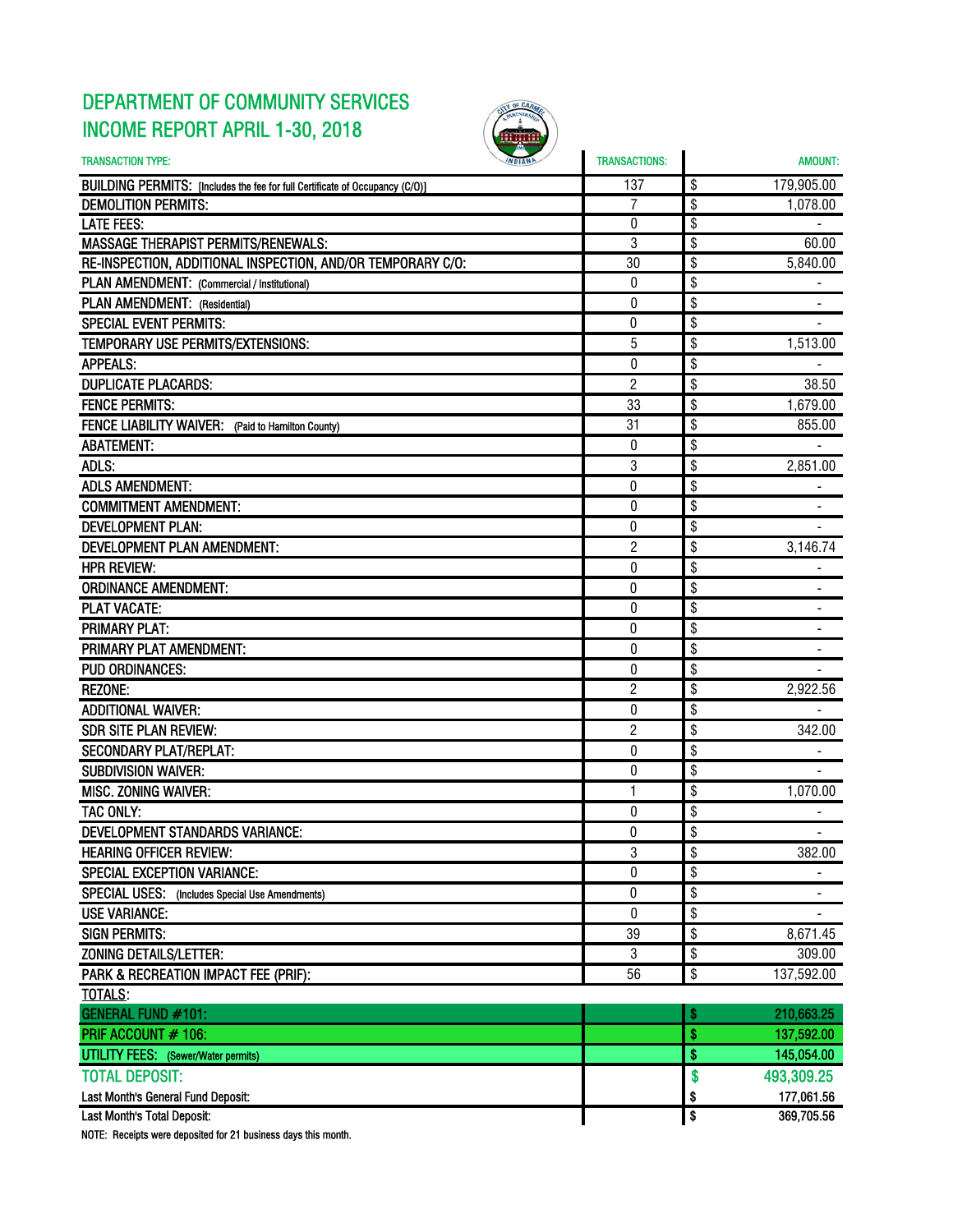# DEPARTMENT OF COMMUNITY SERVICES

## INCOME REPORT APRIL 1-30, 2018

| TRANSACTION TYPE: | TRANSACTIONS: | AMOUNT: |
|---|---|---|
| BUILDING PERMITS: [Includes the fee for full Certificate of Occupancy (C/O)] | 137 | $ 179,905.00 |
| DEMOLITION PERMITS: | 7 | $ 1,078.00 |
| LATE FEES: | 0 | $ - |
| MASSAGE THERAPIST PERMITS/RENEWALS: | 3 | $ 60.00 |
| RE-INSPECTION, ADDITIONAL INSPECTION, AND/OR TEMPORARY C/O: | 30 | $ 5,840.00 |
| PLAN AMENDMENT: (Commercial / Institutional) | 0 | $ - |
| PLAN AMENDMENT: (Residential) | 0 | $ - |
| SPECIAL EVENT PERMITS: | 0 | $ - |
| TEMPORARY USE PERMITS/EXTENSIONS: | 5 | $ 1,513.00 |
| APPEALS: | 0 | $ - |
| DUPLICATE PLACARDS: | 2 | $ 38.50 |
| FENCE PERMITS: | 33 | $ 1,679.00 |
| FENCE LIABILITY WAIVER: (Paid to Hamilton County) | 31 | $ 855.00 |
| ABATEMENT: | 0 | $ - |
| ADLS: | 3 | $ 2,851.00 |
| ADLS AMENDMENT: | 0 | $ - |
| COMMITMENT AMENDMENT: | 0 | $ - |
| DEVELOPMENT PLAN: | 0 | $ - |
| DEVELOPMENT PLAN AMENDMENT: | 2 | $ 3,146.74 |
| HPR REVIEW: | 0 | $ - |
| ORDINANCE AMENDMENT: | 0 | $ - |
| PLAT VACATE: | 0 | $ - |
| PRIMARY PLAT: | 0 | $ - |
| PRIMARY PLAT AMENDMENT: | 0 | $ - |
| PUD ORDINANCES: | 0 | $ - |
| REZONE: | 2 | $ 2,922.56 |
| ADDITIONAL WAIVER: | 0 | $ - |
| SDR SITE PLAN REVIEW: | 2 | $ 342.00 |
| SECONDARY PLAT/REPLAT: | 0 | $ - |
| SUBDIVISION WAIVER: | 0 | $ - |
| MISC. ZONING WAIVER: | 1 | $ 1,070.00 |
| TAC ONLY: | 0 | $ - |
| DEVELOPMENT STANDARDS VARIANCE: | 0 | $ - |
| HEARING OFFICER REVIEW: | 3 | $ 382.00 |
| SPECIAL EXCEPTION VARIANCE: | 0 | $ - |
| SPECIAL USES: (Includes Special Use Amendments) | 0 | $ - |
| USE VARIANCE: | 0 | $ - |
| SIGN PERMITS: | 39 | $ 8,671.45 |
| ZONING DETAILS/LETTER: | 3 | $ 309.00 |
| PARK & RECREATION IMPACT FEE (PRIF): | 56 | $ 137,592.00 |
| TOTALS: | | |
| GENERAL FUND #101: | | $ 210,663.25 |
| PRIF ACCOUNT # 106: | | $ 137,592.00 |
| UTILITY FEES: (Sewer/Water permits) | | $ 145,054.00 |
| TOTAL DEPOSIT: | | $ 493,309.25 |
| Last Month's General Fund Deposit: | | $ 177,061.56 |
| Last Month's Total Deposit: | | $ 369,705.56 |

NOTE: Receipts were deposited for 21 business days this month.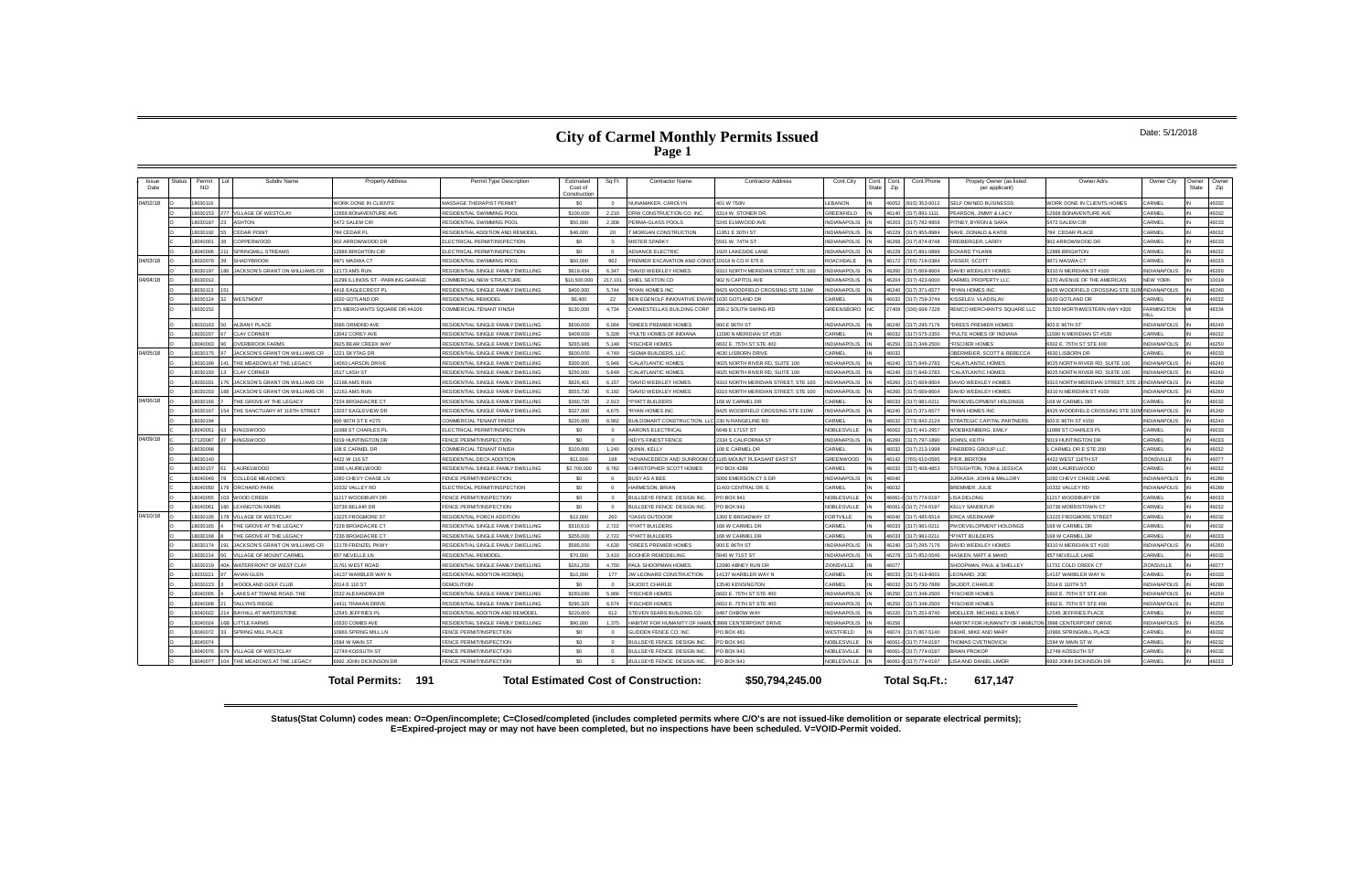# City of Carmel Monthly Permits Issued

Date: 5/1/2018

| Issue Date | Status | Permit NO | Lot | Subdiv Name | Property Address | Permit Type Description | Estimated Cost of Construction | Sq Ft | Contractor Name | Contractor Address | Cont.City | Cont. State | Cont. Zip | Cont.Phone | Propety Owner (as listed per applicant) | Owner Adrs | Owner City | Owner State | Owner Zip |
|---|---|---|---|---|---|---|---|---|---|---|---|---|---|---|---|---|---|---|---|
| 04/02/18 | O | 18030116 | | | WORK DONE IN CLIENTS | MASSAGE THERAPIST PERMIT | $0 | 0 | NUNAMAKER, CAROLYN | 401 W 750N | LEBANON | IN | 46052 | (615) 353-0012 | SELF OWNED BUSINESSS | WORK DONE IN CLIENTS HOMES | CARMEL | IN | 46032 |
| | O | 18030153 | 277 | VILLAGE OF WESTCLAY | 12668 BONAVENTURE AVE | RESIDENTIAL SWIMMING POOL | $100,000 | 2,210 | DRW CONSTRUCTION CO. INC. | 6314 W. STONER DR | GREENFIELD | IN | 46140 | (317) 891-1111 | PEARSON, JIMMY & LACY | 12668 BONAVENTURE AVE | CARMEL | IN | 46032 |
| | O | 18030187 | 23 | ASHTON | 5472 SALEM CIR | RESIDENTIAL SWIMMING POOL | $50,000 | 2,308 | PERMA-GLASS POOLS | 5245 ELMWOOD AVE | INDIANAPOLIS | IN | 46203 | (317) 782-9956 | PITNEY, BYRON & SARA | 5472 SALEM CIR | CARMEL | IN | 46033 |
| | O | 18030192 | 55 | CEDAR POINT | 784 CEDAR PL | RESIDENTIAL ADDITION AND REMODEL | $46,000 | 20 | T MORGAN CONSTRUCTION | 11951 E 30TH ST | INDIANAPOLIS | IN | 46229 | (317) 955-8984 | NAVE, DONALD & KATIE | 784 CEDAR PLACE | CARMEL | IN | 46032 |
| | C | 18040001 | 38 | COPPERWOOD | 902 ARROWWOOD DR | ELECTRICAL PERMIT/INSPECTION | $0 | 0 | MISTER SPARKY | 5561 W. 74TH ST | INDIANAPOLIS | IN | 46268 | (317) 874-8748 | FREIBERGER, LARRY | 902 ARROWWOOD DR | CARMEL | IN | 46033 |
| | O | 18040006 | 211 | SPRINGMILL STREAMS | 12886 BRIGHTON CIR | ELECTRICAL PERMIT/INSPECTION | $0 | 0 | ADVANCE ELECTRIC | 1920 LAKESIDE LANE | INDIANAPOLIS | IN | 46229 | (317) 891-0999 | ECKARD TYLANN | 12886 BRIGHTON | CARMEL | IN | 46032 |
| 04/03/18 | O | 18020078 | 39 | SHADYBROOK | 9971 MASWA CT | RESIDENTIAL SWIMMING POOL | $60,000 | 962 | PREMIER EXCAVATION AND CONST | 10018 N CO R 675 E | ROACHDALE | IN | 46172 | (765) 719-0384 | VISSER, SCOTT | 9971 MASWA CT | CARMEL | IN | 46033 |
| | O | 18030197 | 186 | JACKSON'S GRANT ON WILLIAMS CR | 12173 AMS RUN | RESIDENTIAL SINGLE FAMILY DWELLING | $619,434 | 6,347 | *DAVID WEEKLEY HOMES | 9310 NORTH MERIDIAN STREET, STE 100 | INDIANAPOLIS | IN | 46260 | (317) 669-8604 | DAVID WEEKLEY HOMES | 9310 N MERIDIAN ST #100 | INDIANAPOLIS | IN | 46260 |
| 04/04/18 | O | 18030012 | | | 11299 ILLINOIS ST - PARKING GARAGE | COMMERCIAL NEW STRUCTURE | $10,500,000 | 217,101 | SHIEL SEXTON CO | 902 N CAPITOL AVE | INDIANAPOLIS | IN | 46204 | (317) 423-6000 | KARMEL PROPERTY LLC | 1370 AVENUE OF THE AMERICAS | NEW YORK | NY | 10019 |
| | O | 18030113 | 151 | | 4416 EAGLECREST PL | RESIDENTIAL SINGLE FAMILY DWELLING | $400,000 | 5,744 | *RYAN HOMES INC | 8425 WOODFIELD CROSSING STE 310W | INDIANAPOLIS | IN | 46240 | (317) 371-6577 | *RYAN HOMES INC | 8425 WOODFIELD CROSSING STE 310W | INDIANAPOLIS | IN | 46240 |
| | O | 18030124 | 32 | WESTMONT | 1620 GOTLAND DR | RESIDENTIAL REMODEL | $6,400 | 22 | BEN EGENOLF INNOVATIVE ENVIRO | 1620 GOTLAND DR | CARMEL | IN | 46032 | (317) 759-3744 | KISSELEV, VLADISLAV | 1620 GOTLAND DR | CARMEL | IN | 46032 |
| | O | 18030152 | | | 271 MERCHANTS SQUARE DR #A106 | COMMERCIAL TENANT FINISH | $130,000 | 4,734 | CANNESTELLAS BUILDING CORP | 208-2 SOUTH SWING RD | GREENSBORO | NC | 27409 | (336) 668-7228 | REMCO MERCHANT'S SQUARE LLC | 31500 NORTHWESTERN HWY #300 | FARMINGTON HILL | MI | 48334 |
| | O | 18030163 | 50 | ALBANY PLACE | 3586 ORMOND AVE | RESIDENTIAL SINGLE FAMILY DWELLING | $600,000 | 6,064 | *DREES PREMIER HOMES | 900 E 96TH ST | INDIANAPOLIS | IN | 46240 | (317) 295-7176 | *DREES PREMIER HOMES | 900 E 96TH ST | INDIANAPOLIS | IN | 46240 |
| | O | 18030207 | 67 | CLAY CORNER | 13042 COREY AVE | RESIDENTIAL SINGLE FAMILY DWELLING | $408,000 | 5,328 | *PULTE HOMES OF INDIANA | 11590 N MERIDIAN ST #530 | CARMEL | IN | 46032 | (317) 575-2350 | *PULTE HOMES OF INDIANA | 11590 N MERIDIAN ST #530 | CARMEL | IN | 46032 |
| | O | 18040003 | 96 | OVERBROOK FARMS | 3925 BEAR CREEK WAY | RESIDENTIAL SINGLE FAMILY DWELLING | $265,985 | 5,148 | *FISCHER HOMES | 6602 E. 75TH ST STE 400 | INDIANAPOLIS | IN | 46250 | (317) 348-2500 | *FISCHER HOMES | 6602 E. 75TH ST STE 400 | INDIANAPOLIS | IN | 46250 |
| 04/05/18 | O | 18030175 | 97 | JACKSON'S GRANT ON WILLIAMS CR | 1221 SKYTAG DR | RESIDENTIAL SINGLE FAMILY DWELLING | $600,000 | 4,749 | *SIGMA BUILDERS, LLC | 4630 LISBORN DRIVE | CARMEL | IN | 46032 | | OBERMEIER, SCOTT & REBECCA | 4630 LISBORN DR | CARMEL | IN | 46033 |
| | O | 18030189 | 141 | THE MEADOWS AT THE LEGACY | 14062 LARSON DRIVE | RESIDENTIAL SINGLE FAMILY DWELLING | $300,000 | 5,946 | *CALATLANTIC HOMES | 9025 NORTH RIVER RD, SUITE 100 | INDIANAPOLIS | IN | 46240 | (317) 846-2783 | *CALATLANTIC HOMES | 9025 NORTH RIVER RD, SUITE 100 | INDIANAPOLIS | IN | 46240 |
| | O | 18030193 | 13 | CLAY CORNER | 1517 LASH ST | RESIDENTIAL SINGLE FAMILY DWELLING | $250,000 | 5,849 | *CALATLANTIC HOMES | 9025 NORTH RIVER RD, SUITE 100 | INDIANAPOLIS | IN | 46240 | (317) 846-2783 | *CALATLANTIC HOMES | 9025 NORTH RIVER RD, SUITE 100 | INDIANAPOLIS | IN | 46240 |
| | O | 18030201 | 176 | JACKSON'S GRANT ON WILLIAMS CR | 12188 AMS RUN | RESIDENTIAL SINGLE FAMILY DWELLING | $626,401 | 6,157 | *DAVID WEEKLEY HOMES | 9310 NORTH MERIDIAN STREET, STE 100 | INDIANAPOLIS | IN | 46260 | (317) 669-8604 | DAVID WEEKLEY HOMES | 9310 NORTH MERIDIAN STREET, STE 1 | INDIANAPOLIS | IN | 46260 |
| | O | 18030203 | 188 | JACKSON'S GRANT ON WILLIAMS CR | 12161 AMS RUN | RESIDENTIAL SINGLE FAMILY DWELLING | $555,736 | 6,192 | *DAVID WEEKLEY HOMES | 9310 NORTH MERIDIAN STREET, STE 100 | INDIANAPOLIS | IN | 46260 | (317) 669-8604 | DAVID WEEKLEY HOMES | 9310 N MERIDIAN ST #100 | INDIANAPOLIS | IN | 46260 |
| 04/06/18 | O | 18030166 | 7 | THE GROVE AT THE LEGACY | 7224 BROADACRE CT | RESIDENTIAL SINGLE FAMILY DWELLING | $260,720 | 2,913 | *PYATT BUILDERS | 168 W CARMEL DR | CARMEL | IN | 46033 | (317) 981-0211 | PM DEVELOPMENT HOLDINGS | 168 W CARMEL DR | CARMEL | IN | 46032 |
| | O | 18030167 | 154 | THE SANCTUARY AT 116TH STREET | 12037 EAGLEVIEW DR | RESIDENTIAL SINGLE FAMILY DWELLING | $327,000 | 4,675 | *RYAN HOMES INC | 8425 WOODFIELD CROSSING STE 310W | INDIANAPOLIS | IN | 46240 | (317) 371-6577 | *RYAN HOMES INC | 8425 WOODFIELD CROSSING STE 310W | INDIANAPOLIS | IN | 46240 |
| | O | 18030194 | | | 800 96TH ST E #275 | COMMERCIAL TENANT FINISH | $220,000 | 8,962 | BUILDSMART CONSTRUCTION, LLC | 230 N RANGELINE RD | CARMEL | IN | 46032 | (773) 842-2124 | STRATEGIC CAPITAL PARTNERS | 800 E 96TH ST #150 | INDIANAPOLIS | IN | 46240 |
| | C | 18040051 | 63 | KINGSWOOD | 11088 ST CHARLES PL | ELECTRICAL PERMIT/INSPECTION | $0 | 0 | AARONS ELECTRICAL | 6648 E 171ST ST | NOBLESVILLE | IN | 46062 | (317) 441-2957 | WOEBKENBERG, EMILY | 11088 ST CHARLES PL | CARMEL | IN | 46033 |
| 04/09/18 | O | 17120087 | 37 | KINGSWOOD | 5019 HUNTINGTON DR | FENCE PERMIT/INSPECTION | $0 | 0 | INDY'S FINEST FENCE | 2334 S CALIFORNIA ST | INDIANAPOLIS | IN | 46260 | (317) 797-1890 | JOHNS, KEITH | 5019 HUNTINGTON DR | CARMEL | IN | 46033 |
| | O | 18030098 | | | 108 E CARMEL DR | COMMERCIAL TENANT FINISH | $100,000 | 1,240 | QUINN, KELLY | 108 E CARMEL DR | CARMEL | IN | 46032 | (317) 213-1998 | FINEBERG GROUP LLC | 1 CARMEL DR E STE 200 | CARMEL | IN | 46032 |
| | O | 18030140 | | | 4422 W 116 ST | RESIDENTIAL DECK ADDITION | $11,000 | 198 | *ADVANCEDECK AND SUNROOM CO | 1165 MOUNT PLEASANT EAST ST | GREENWOOD | IN | 46142 | (765) 610-0585 | PIER, BERTONI | 4422 WEST 116TH ST | ZIONSVILLE | IN | 46077 |
| | O | 18030157 | 61 | LAURELWOOD | 1095 LAURELWOOD | RESIDENTIAL SINGLE FAMILY DWELLING | $2,700,000 | 8,782 | CHRISTOPHER SCOTT HOMES | PO BOX 4289 | CARMEL | IN | 46032 | (317) 408-4853 | STOUGHTON, TOM & JESSICA | 1095 LAURELWOOD | CARMEL | IN | 46032 |
| | O | 18040049 | 78 | COLLEGE MEADOWS | 1080 CHEVY CHASE LN | FENCE PERMIT/INSPECTION | $0 | 0 | BUSY AS A BEE | 5806 EMERSON CT S DR | INDIANAPOLIS | IN | 46040 | | JURKASH, JOHN & MALLORY | 1080 CHEVY CHASE LANE | INDIANAPOLIS | IN | 46280 |
| | O | 18040050 | 179 | ORCHARD PARK | 10332 VALLEY RD | ELECTRICAL PERMIT/INSPECTION | $0 | 0 | HARMESON, BRIAN | 11403 CENTRAL DR. E | CARMEL | IN | 46032 | | BREMMER, JULIE | 10332 VALLEY RD | INDIANAPOLIS | IN | 46280 |
| | O | 18040055 | 103 | WOOD CREEK | 11217 WOODBURY DR | FENCE PERMIT/INSPECTION | $0 | 0 | BULLSEYE FENCE DESIGN INC. | PO BOX 941 | NOBLESVILLE | IN | 46061-0 | (317) 774-0197 | LISA DELONG | 11217 WOODBURY DR | CARMEL | IN | 46033 |
| | O | 18040061 | 180 | LEXINGTON FARMS | 10736 BELAIR DR | FENCE PERMIT/INSPECTION | $0 | 0 | BULLSEYE FENCE DESIGN INC. | PO BOX 941 | NOBLESVILLE | IN | 46061-0 | (317) 774-0197 | KELLY SANDEFUR | 10736 MORRISTOWN CT | CARMEL | IN | 46032 |
| 04/10/18 | O | 18030105 | 178 | VILLAGE OF WESTCLAY | 13225 FROGMORE ST | RESIDENTIAL PORCH ADDITION | $12,000 | 260 | *OASIS OUTDOOR | 1300 E BROADWAY ST | FORTVILLE | IN | 46040 | (317) 485-6514 | ERICA VEERKAMP | 13225 FROGMORE STREET | CARMEL | IN | 46032 |
| | O | 18030165 | 4 | THE GROVE AT THE LEGACY | 7228 BROADACRE CT | RESIDENTIAL SINGLE FAMILY DWELLING | $310,610 | 2,722 | *PYATT BUILDERS | 168 W CARMEL DR | CARMEL | IN | 46033 | (317) 981-0211 | PM DEVELOPMENT HOLDINGS | 168 W CARMEL DR | CARMEL | IN | 46032 |
| | O | 18030168 | 8 | THE GROVE AT THE LEGACY | 7236 BROADACRE CT | RESIDENTIAL SINGLE FAMILY DWELLING | $355,000 | 2,722 | *PYATT BUILDERS | 168 W CARMEL DR | CARMEL | IN | 46033 | (317) 981-0211 | *PYATT BUILDERS | 168 W CARMEL DR | CARMEL | IN | 46033 |
| | O | 18030174 | 191 | JACKSON'S GRANT ON WILLIAMS CR | 12178 FRENZEL PKWY | RESIDENTIAL SINGLE FAMILY DWELLING | $585,000 | 4,630 | *DREES PREMIER HOMES | 900 E 96TH ST | INDIANAPOLIS | IN | 46240 | (317) 295-7176 | DAVID WEEKLEY HOMES | 9310 N MERIDIAN ST #100 | INDIANAPOLIS | IN | 46260 |
| | O | 18030214 | 60 | VILLAGE OF MOUNT CARMEL | 857 NEVELLE LN | RESIDENTIAL REMODEL | $70,000 | 3,410 | BOOHER REMODELING | 5840 W 71ST ST | INDIANAPOLIS | IN | 46278 | (317) 852-5546 | HASKEN, MATT & MAHD | 857 NEVELLE LANE | CARMEL | IN | 46032 |
| | O | 18030219 | 40A | WATERFRONT OF WEST CLAY | 11761 WEST ROAD | RESIDENTIAL SINGLE FAMILY DWELLING | $261,250 | 4,750 | PAUL SHOOPMAN HOMES | 12080 ABNEY RUN DR | ZIONSVILLE | IN | 46077 | | SHOOPMAN, PAUL & SHELLEY | 11731 COLD CREEK CT | ZIONSVILLE | IN | 46077 |
| | O | 18030221 | 97 | AVIAN GLEN | 14137 WARBLER WAY N | RESIDENTIAL ADDITION-ROOM(S) | $10,000 | 177 | JW LEONARD CONSTRUCTION | 14137 WARBLER WAY N | CARMEL | IN | 46033 | (317) 418-8001 | LEONARD, JOE | 14137 WARBLER WAY N | CARMEL | IN | 46033 |
| | O | 18030223 | 3 | WOODLAND GOLF CLUB | 2014 E 110 ST | DEMOLITION | $0 | 0 | SKJODT, CHARLIE | 13540 KENSINGTON | CARMEL | IN | 46032 | (317) 730-7889 | SKJODT, CHARLIE | 2014 E 110TH ST | INDIANAPOLIS | IN | 46280 |
| | O | 18040005 | 4 | LAKES AT TOWNE ROAD, THE | 2532 ALEXANDRA DR | RESIDENTIAL SINGLE FAMILY DWELLING | $280,090 | 5,966 | *FISCHER HOMES | 6602 E. 75TH ST STE 400 | INDIANAPOLIS | IN | 46250 | (317) 348-2500 | *FISCHER HOMES | 6602 E. 75TH ST STE 400 | INDIANAPOLIS | IN | 46250 |
| | O | 18040008 | 21 | TALLYN'S RIDGE | 14411 TRAHAN DRIVE | RESIDENTIAL SINGLE FAMILY DWELLING | $290,325 | 6,574 | *FISCHER HOMES | 6602 E. 75TH ST STE 400 | INDIANAPOLIS | IN | 46250 | (317) 348-2500 | *FISCHER HOMES | 6602 E. 75TH ST STE 400 | INDIANAPOLIS | IN | 46250 |
| | O | 18040022 | 214 | BAYHILL AT WATERSTONE | 12545 JEFFRIES PL | RESIDENTIAL ADDITION AND REMODEL | $220,000 | 612 | STEVEN SEARS BUILDING CO | 6487 OXBOW WAY | INDIANAPOLIS | IN | 46220 | (317) 251-8740 | MOELLER, MICHAEL & EMILY | 12545 JEFFRIES PLACE | CARMEL | IN | 46032 |
| | O | 18040024 | 168 | LITTLE FARMS | 10530 COMBS AVE | RESIDENTIAL SINGLE FAMILY DWELLING | $90,000 | 1,375 | HABITAT FOR HUMANITY OF HAMILT | 3998 CENTERPOINT DRIVE | INDIANAPOLIS | IN | 46256 | | HABITAT FOR HUMANITY OF HAMILTON | 3998 CENTERPOINT DRIVE | INDIANAPOLIS | IN | 46256 |
| | O | 18040072 | 33 | SPRING MILL PLACE | 10966 SPRING MILL LN | FENCE PERMIT/INSPECTION | $0 | 0 | GLIDDEN FENCE CO, INC | PO BOX 481 | WESTFIELD | IN | 46074 | (317) 867-5140 | DIEHR, MIKE AND MARY | 10966 SPRINGMILL PLACE | CARMEL | IN | 46032 |
| | O | 18040074 | | | 1594 W MAIN ST | FENCE PERMIT/INSPECTION | $0 | 0 | BULLSEYE FENCE DESIGN INC. | PO BOX 941 | NOBLESVILLE | IN | 46061-0 | (317) 774-0197 | THOMAS CVETINOVICH | 1594 W MAIN ST W | CARMEL | IN | 46032 |
| | O | 18040076 | 679 | VILLAGE OF WESTCLAY | 12749 KOSSUTH ST | FENCE PERMIT/INSPECTION | $0 | 0 | BULLSEYE FENCE DESIGN INC. | PO BOX 941 | NOBLESVILLE | IN | 46061-0 | (317) 774-0197 | BRIAN PROKOP | 12749 KOSSUTH ST | CARMEL | IN | 46032 |
| | O | 18040077 | 104 | THE MEADOWS AT THE LEGACY | 6992 JOHN DICKINSON DR | FENCE PERMIT/INSPECTION | $0 | 0 | BULLSEYE FENCE DESIGN INC. | PO BOX 941 | NOBLESVILLE | IN | 46061-0 | (317) 774-0197 | LISA AND DANIEL LIMOR | 6992 JOHN DICKINSON DR | CARMEL | IN | 46033 |

**Total Permits: 191** **Total Estimated Cost of Construction: $50,794,245.00** **Total Sq.Ft.: 617,147**

**Status(Stat Column) codes mean: O=Open/incomplete; C=Closed/completed (includes completed permits where C/O's are not issued-like demolition or separate electrical permits); E=Expired-project may or may not have been completed, but no inspections have been scheduled. V=VOID-Permit voided.**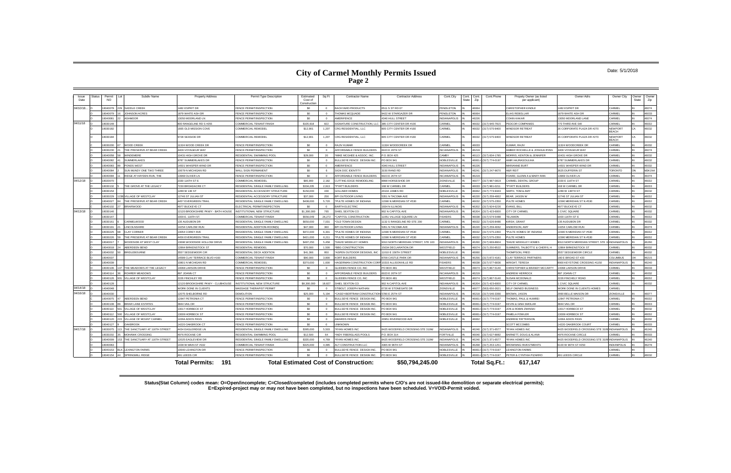# City of Carmel Monthly Permits Issued
## Page 2

Date: 5/1/2018

| Issue Date | Status | Permit NO | Lot | Subdiv Name | Property Address | Permit Type Description | Estimated Cost of Construction | Sq Ft | Contractor Name | Contractor Address | Cont.City | Cont. State | Cont. Zip | Cont.Phone | Propety Owner (as listed per applicant) | Owner Adrs | Owner City | Owner State | Owner Zip |
|---|---|---|---|---|---|---|---|---|---|---|---|---|---|---|---|---|---|---|---|
| 04/10/18... | O | 18040078 | 229 | SADDLE CREEK | 1482 ESPRIT DR | FENCE PERMIT/INSPECTION | $0 | 0 | BACKYARD PRODUCTS | 6511 S ST RD 67 | PENDLETON | IN | 46064 | | CHRISTOPHER KINDLE | 1482 ESPRIT DR | CARMEL | IN | 46074 |
| | O | 18040079 | 16 | JOHNSON ACRES | 1879 WHITE ASH DR | FENCE PERMIT/INSPECTION | $0 | 0 | THOMAS MCQUADE | 9422 W STARGAZER DR | PENDLETON | IN | 46064 | | ELIAS REBOLLAR | 1879 WHITE ASH DR | CARMEL | IN | 46033 |
| | O | 18040061 | 22 | ASHMOOR | 13050 MOORLAND LN | FENCE PERMIT/INSPECTION | $0 | 0 | AMERIFENCE | 4340 HULL STREET | INDIANAPOLIS | IN | 46226 | | COHIN KAKAR | 13050 MOORLAND LANE | CARMEL | IN | 46074 |
| 04/11/18 | O | 18030148 | | | 800 RANGELINE RD S #255 | COMMERCIAL TENANT FINISH | $105,918 | 822 | SIGNATURE CONSTRUCTION, LLC | 385 CITY CENTER DR #100 | CARMEL | IN | 46032 | (317) 945-7915 | PEDCOR COMPANIES | 770 THIRD AVE SW | CARMEL | IN | 46032 |
| | O | 18030182 | | | 1665 OLD MISSION COVE | COMMERCIAL REMODEL | $12,901 | 1,207 | CRG RESIDENTIAL, LLC | 805 CITY CENTER DR #160 | CARMEL | IN | 46032 | (317) 575-9400 | WINDSOR RETREAT | 26 CORPORATE PLAZA DR #270 | NEWPORT BEACH | CA | 46032 |
| | O | 18030184 | | | 9728 SEASIDE DR | COMMERCIAL REMODEL | $12,901 | 1,207 | CRG RESIDENTIAL, LLC | 805 CITY CENTER DR #160 | CARMEL | IN | 46032 | (317) 575-9400 | WINDSOR RETREAT | 26 CORPORATE PLAZA DR #270 | NEWPORT BEACH | CA | 46032 |
| | O | 18030200 | 67 | WOOD CREEK | 11324 WOOD CREEK DR | FENCE PERMIT/INSPECTION | $0 | 0 | RAJIV KUMAR | 11324 WOODCREEK DR | CARMEL | IN | 46033 | | KUMAR, RAJIV | 11324 WOODCREEK DR | CARMEL | IN | 46032 |
| | O | 18030230 | 21 | THE PRESERVE AT BEAR CREEK | 4409 VOYAGEUR WAY | FENCE PERMIT/INSPECTION | $0 | 0 | AFFORDABLE FENCE BUILDERS | 6023 E 26TH ST | INCIANAPOLIS | IN | 46219 | | AMBER ROCHELLE & JOSHUA RYAN | 4409 VOYAGEUR WAY | CARMEL | IN | 46074 |
| | O | 18040058 | 58 | WINDEMERE | 10431 HIGH GROVE DR | RESIDENTIAL SWIMMING POOL | $29,000 | 20 | *MIKE MCGHEE & ASSOC, INC. | P.O. BOX 425 | CAMBY | IN | 46113 | (317) 834-1785 | MORRIS, KENTON & JENNIFER | 10431 HIGH GROVE DR | CARMEL | IN | 46032 |
| | O | 18040082 | 41 | SUMMERLAKES | 9787 SUMMERLAKES DR | FENCE PERMIT/INSPECTION | $0 | 0 | BULLSEYE FENCE DESIGN INC. | PO BOX 941 | NOBLESVILLE | IN | 46061-0 | (317) 774-0197 | AMIR HAJRASOULIHA | 9787 SUMMERLAKES DR | CARMEL | IN | 46032 |
| | O | 18040083 | 89 | PONDS WEST | 14501 WHISPER WIND DR | FENCE PERMIT/INSPECTION | $0 | 0 | AMERIFENCE | 4340 HULL STREET | INDIANAPOLIS | IN | 46226 | | MARIANNE BURT | 14501 WHISPER WIND DR | CARMEL | IN | 46032 |
| | O | 18040084 | 2 | SUN MUNDY ONE TWO THREE | 10679 N MICHIGAN RD | WALL SIGN PERMANENT | $0 | 0 | SIGN DOC IDENTITY | 3150 RAND RD | INDIANAPOLIS | IN | 46241 | (317) 247-9670 | H&R REIT | 3625 DUFFERIN ST | TORONTO | ON | M3K1N4 |
| | O | 18040094 | 11 | RIDGE AT HAYDEN RUN, THE | 13969 OLIVER LN | FENCE PERMIT/INSPECTION | $0 | 0 | AFFORDABLE FENCE BUILDERS | 6023 E 26TH ST | INCIANAPOLIS | IN | 46219 | | FOARD, GLENN A & MARY ANN | 13969 OLIVER LN | CARMEL | IN | 46074 |
| 04/12/18 | O | 18020070 | | | 2330 116TH ST E | COMMERCIAL REMODEL | $85,900 | 2,182 | CUTTING EDGE REMODELING | 8998 HORSESHOE DR | ZIONSVILLE | IN | 46077 | (317) 987-0819 | CARMEL DENTAL GROUP | 2330 E 116TH ST | CARMEL | IN | 46032 |
| | O | 18030132 | 5 | THE GROVE AT THE LEGACY | 7230 BROADACRE CT | RESIDENTIAL SINGLE FAMILY DWELLING | $334,235 | 2,913 | *PYATT BUILDERS | 168 W CARMEL DR | CARMEL | IN | 46033 | (317) 981-0211 | *PYATT BUILDERS | 168 W CARMEL DR | CARMEL | IN | 46033 |
| | O | 18030154 | | | 1289 W 136 ST | RESIDENTIAL ACCESSORY STRUCTURE | $150,000 | 430 | GOLLNER HOMES | 20102 JAMES RD | NOBLESVILLE | IN | 46062 | (317) 773-9343 | SMITH, TOM & AMY | 1289 W 136TH ST | CARMEL | IN | 46032 |
| | O | 18030229 | 1238 | VILLAGE OF WESTCLAY | 12746 ST JULIAN ST | RESIDENTIAL ACCESSORY STRUCTURE | $37,000 | 256 | BPI OUTDOOR LIVING | 5351 N TACOMA AVE | INDIANAPOLIS | IN | 46220 | (317) 259-4062 | BEAR, JASON W | 12746 ST JULIAN ST | CARMEL | IN | 46032 |
| | O | 18040027 | 84 | THE PRESERVE AT BEAR CREEK | 4457 EVERGREEN TRAIL | RESIDENTIAL SINGLE FAMILY DWELLING | $408,000 | 5,720 | *PULTE HOMES OF INDIANA | 11590 N MERIDIAN ST #530 | CARMEL | IN | 46032 | (317) 575-2350 | PULTE HOMES | 11590 MERIDIAN ST N #530 | CARMEL | IN | 46032 |
| | C | 18040102 | 27 | BRIARWOOD | 4977 BUCKEYE CT | ELECTRICAL PERMIT/INSPECTION | $0 | 0 | BARTH ELECTRIC | 1934 N ILLINOIS | INDIANAPOLIS | IN | 46202 | (317) 924-6226 | EVANS, BILL | 4977 BUCKEYE CT | CARMEL | IN | 46032 |
| 04/13/18 | O | 18030146 | | | 12120 BROOKSHIRE PKWY - BATH HOUSE | INSTITUTIONAL NEW STRUCTURE | $1,300,000 | 765 | SHIEL SEXTON CO | 902 N CAPITOL AVE | INDIANAPOLIS | IN | 46204 | (317) 423-6000 | CITY OF CARMEL | 1 CIVIC SQUARE | CARMEL | IN | 46032 |
| | O | 18030147 | | | 1000 E. 116TH ST. | COMMERCIAL TENANT FINISH | $556,049 | 26,272 | *CAPITOL CONSTRUCTION | 11051 VILLAGE SQUARE LN | FISHERS | IN | 46038 | (317) 574-5488 | TELAMON | 1000 116TH ST E | CARMEL | IN | 46032 |
| | O | 18030161 | 6 | CARMELWOOD | 135 AUDUBON DR | RESIDENTIAL SINGLE FAMILY DWELLING | $650,000 | 7,031 | *OLD TOWN DESIGN | 1132 S RANGELINE RD STE 200 | CARMEL | IN | 46032 | (317) 626-8486 | KIRSH, GRANT | 135 AUDUBON DR | CARMEL | IN | 46032 |
| | O | 18030191 | 21 | LINCOLNSHIRE | 14254 CARLOW RUN | RESIDENTIAL ADDITION-ROOM(S) | $47,000 | 360 | BPI OUTDOOR LIVING | 5351 N TACOMA AVE | INDIANAPOLIS | IN | 46220 | (317) 259-4062 | ANDERSON, AMY | 14254 CARLOW RUN | CARMEL | IN | 46074 |
| | O | 18030225 | 68 | CLAY CORNER | 13054 COREY AVE | RESIDENTIAL SINGLE FAMILY DWELLING | $472,000 | 6,301 | *PULTE HOMES OF INDIANA | 11590 N MERIDIAN ST #530 | CARMEL | IN | 46032 | (317) 575-2350 | *PULTE HOMES OF INDIANA | 11590 N MERIDIAN ST #530 | CARMEL | IN | 46032 |
| | O | 18030226 | 59 | THE PRESERVE AT BEAR CREEK | 4456 EVERGREEN TRAIL | RESIDENTIAL SINGLE FAMILY DWELLING | $421,000 | 6,211 | *PULTE HOMES OF INDIANA | 11590 N MERIDIAN ST #530 | CARMEL | IN | 46032 | (317) 575-2350 | PULTE HOMES | 11590 MERIDIAN ST N #530 | CARMEL | IN | 46032 |
| | O | 18040017 | 7 | WOODSIDE AT WEST CLAY | 13696 WOODSIDE HOLLOW DRIVE | RESIDENTIAL SINGLE FAMILY DWELLING | $497,250 | 5,458 | *DAVID WEEKLEY HOMES | 9310 NORTH MERIDIAN STREET, STE 100 | INDIANAPOLIS | IN | 46260 | (317) 669-8604 | *DAVID WEEKLEY HOMES | 9310 NORTH MERIDIAN STREET, STE 1 | INDIANAPOLIS | IN | 46260 |
| | O | 18040018 | 24 | ABERDEEN BEND | 12864 BIRKENSTOCK ST | RESIDENTIAL REMODEL | $70,000 | 1,500 | *BBG CONSTRUCTION | 15034 DECLARATION DR | WESTFIELD | IN | 46074 | (317) 250-8522 | SUMNERS, TALBOTT E & CHERYL H | 12864 BIRKENSTOCK ST | CARMEL | IN | 46032 |
| | O | 18040032 | 50 | BRIDLEBOURNE | 3557 SEDGEMOOR CIR | RESIDENTIAL DECK ADDITION | $41,366 | 950 | *ASPEN OUTDOOR DESIGNS, INC | 11010 E 156TH STREET | NOBLESVILLE | IN | 46060 | | THOMPSON, FRED | 3557 SEDGEMOOR CIRCLE | CARMEL | IN | 46032 |
| | O | 18040037 | | | 14598 CLAY TERRACE BLVD #160 | COMMERCIAL TENANT FINISH | $90,000 | 3,800 | KORT BUILDERS | 8709 CASTLE PARK DR | INDIANAPOLIS | IN | 46256 | (317) 872-6181 | CLAY TERRACE PARTNERS | 180 E BROAD ST #20 | COLUMBUS | OH | 43215 |
| | O | 18040039 | | | 10801 N MICHIGAN RD | COMMERCIAL REMODEL | $370,000 | 1,600 | HAGERMAN CONSTRUCTION CORP | 10315 ALLISONVILLE RD | FISHERS | IN | 46038 | (317) 577-6836 | WRIGHT, TERESA | 8900 KEYSTONE CROSSING #1150 | INDIANAPOLIS | IN | 46240 |
| | O | 18040106 | 137 | THE MEADOWS AT THE LEGACY | 14068 LARSON DRIVE | FENCE PERMIT/INSPECTION | $0 | 0 | GLIDDEN FENCE CO, INC | PO BOX 481 | WESTFIELD | IN | 46074 | (317) 867-5140 | CHRISTOPHER & BRANDY MCCARTY | 14068 LARSON DRIVE | CARMEL | IN | 46033 |
| | O | 18040114 | 36 | ROHRER MEADOWS | 897 JOANN CT | FENCE PERMIT/INSPECTION | $0 | 0 | AFFORDABLE FENCE BUILDERS | 6023 E 26TH ST | INCIANAPOLIS | IN | 46219 | | ANDREW HERROCK | 897 JOANN CT | CARMEL | IN | 46032 |
| | O | 18040126 | 631 | VILLAGE OF WESTCLAY | 2226 FINCHLEY RD | FENCE PERMIT/INSPECTION | $0 | 0 | GLIDDEN FENCE CO, INC | PO BOX 481 | WESTFIELD | IN | 46074 | (317) 867-5140 | SUSAN MCDONALD | 2226 FINCHELY ROAD | CARMEL | IN | 46032 |
| | O | 18040128 | | | 12120 BROOKSHIRE PKWY - CLUBHOUSE | INSTITUTIONAL NEW STRUCTURE | $8,300,000 | 18,827 | SHIEL SEXTON CO | 902 N CAPITOL AVE | INDIANAPOLIS | IN | 46204 | (317) 423-6000 | CITY OF CARMEL | 1 CIVIC SQUARE | CARMEL | IN | 46032 |
| 04/14/18 | O | 14040048 | | | WORK DONE IN CLIENTS | MASSAGE THERAPIST PERMIT | $0 | 0 | STIBOLT, JOSEPH NATHAN | 5726 W STONEGATE DR | ZIONSVILLE | IN | 46077 | (563) 650-3621 | SELF OWNED BUSINESS | WORK DONE IN CLIENTS HOMES | CARMEL | | |
| 04/16/18 | O | 18040020 | | | 12075 SHELBORNE RD | DEMOLITION | $25,000 | 5,194 | *CASEY-BERTRAM CONSTRUCTION | 5780 E 25TH ST | INDIANAPOLIS | IN | 46218 | (317) 546-3366 | BROWN, JASON | 2990 BELLE MAISON DR | ZIONSVILLE | IN | 46077 |
| | O | 18040075 | 47 | ABERDEEN BEND | 12847 PETRONIA CT | FENCE PERMIT/INSPECTION | $0 | 0 | BULLSEYE FENCE DESIGN INC. | PO BOX 941 | NOBLESVILLE | IN | 46061-0 | (317) 774-0197 | THOMAS, PAUL & HUMREI | 12847 PETRONIA CT | CARMEL | IN | 46032 |
| | O | 18040108 | 89 | BRIAR LANE ESTATES | 3844 VAIL DR | FENCE PERMIT/INSPECTION | $0 | 0 | BULLSEYE FENCE DESIGN INC. | PO BOX 941 | NOBLESVILLE | IN | 46061-0 | (317) 774-0197 | KEVIN & GINA SMOLAR | 3844 VAIL DR | CARMEL | IN | 46033 |
| | O | 18040110 | 501 | VILLAGE OF WESTCLAY | 13017 HORBECK ST | FENCE PERMIT/INSPECTION | $0 | 0 | BULLSEYE FENCE DESIGN INC. | PO BOX 941 | NOBLESVILLE | IN | 46061-0 | (317) 774-0197 | JON & ROBIN ZWINSKI | 13017 HORBECK ST | CARMEL | IN | 46032 |
| | O | 18040112 | 500 | VILLAGE OF WESTCLAY | 13009 HORBECK ST | FENCE PERMIT/INSPECTION | $0 | 0 | BULLSEYE FENCE DESIGN INC. | PO BOX 941 | NOBLESVILLE | IN | 46061-0 | (317) 774-0197 | PAMELA FOWLER | 13009 HORBECK ST | CARMEL | IN | 46032 |
| | O | 18040120 | 215 | VILLAGE OF MOUNT CARMEL | 14364 ADIOS PASS | FENCE PERMIT/INSPECTION | $0 | 0 | AWARDS FENCE | 20951 RIVERWOOD AVE | NOBLESVILLE | IN | 46062 | | ANDREW PATTERSON | 14364 ADIOS PASS | CARMEL | IN | 46032 |
| | O | 18040127 | 9 | OAKBROOK | 14220 OAKBROOK CT | FENCE PERMIT/INSPECTION | $0 | 0 | UNKNOWN | | | | | | SCOTT MCCOMBS | 14220 OAKBROOK COURT | CARMEL | IN | 46033 |
| 04/17/18 | O | 18030075 | 113 | THE SANCTUARY AT 116TH STREET | 4434 EAGLERIDGE LN | RESIDENTIAL SINGLE FAMILY DWELLING | $385,000 | 5,503 | *RYAN HOMES INC | 8425 WOODFIELD CROSSING STE 310W | INDIANAPOLIS | IN | 46240 | (317) 371-6577 | *RYAN HOMES INC | 8425 WOODFIELD CROSSING STE 310W | INDIANAPOLIS | IN | 46240 |
| | O | 18030202 | 35 | MOHAWK CROSSING | 4976 ROCKNE CIR | RESIDENTIAL SWIMMING POOL | $12,500 | 64 | *INDY FIBERGLASS POOLS | P.O. BOX 314 | FORTVILLE | IN | 46040 | (317) 627-8882 | BARNETT, DOUG & ALANA | 4976 ROCKNE CIRCLE | CARMEL | IN | 46033 |
| | O | 18040009 | 153 | THE SANCTUARY AT 116TH STREET | 12025 EAGLEVIEW DR | RESIDENTIAL SINGLE FAMILY DWELLING | $335,000 | 4,769 | *RYAN HOMES INC | 8425 WOODFIELD CROSSING STE 310W | INDIANAPOLIS | IN | 46240 | (317) 371-6577 | *RYAN HOMES INC | 8425 WOODFIELD CROSSING STE 310W | INDIANAPOLIS | IN | 46240 |
| | O | 18040063 | | | 1438 W MAIN ST #102 | COMMERCIAL TENANT FINISH | $325,000 | 4,485 | ALT CONSTRUCTION LLC | 4365 W 96TH ST | INDIANAPOLIS | IN | 46268 | (317) 253-1251 | BROWNING INVESTMENTS | 6100 W 96TH ST #250 | INDIANAPOLIS | IN | 46278 |
| | O | 18040153 | BLK | LEXINGTON FARMS | 10640 LEXINGTON DR | FENCE PERMIT/INSPECTION | $0 | 0 | BULLSEYE FENCE DESIGN INC. | PO BOX 941 | NOBLESVILLE | IN | 46061-0 | (317) 774-0197 | LEXINGTON FARMS | | CARMEL | IN | |
| | O | 18040154 | 44 | SPRINGMILL RIDGE | 491 LEEDS CIR | FENCE PERMIT/INSPECTION | $0 | 0 | BULLSEYE FENCE DESIGN INC. | PO BOX 941 | NOBLESVILLE | IN | 46061-0 | (317) 774-0197 | PETER & CYNTHIA PIZARRO | 491 LEEDS CIRCLE | CARMEL | IN | 46032 |

**Total Permits: 191** **Total Estimated Cost of Construction: $50,794,245.00** **Total Sq.Ft.: 617,147**

**Status(Stat Column) codes mean: O=Open/incomplete; C=Closed/completed (includes completed permits where C/O's are not issued-like demolition or separate electrical permits); E=Expired-project may or may not have been completed, but no inspections have been scheduled. V=VOID-Permit voided.**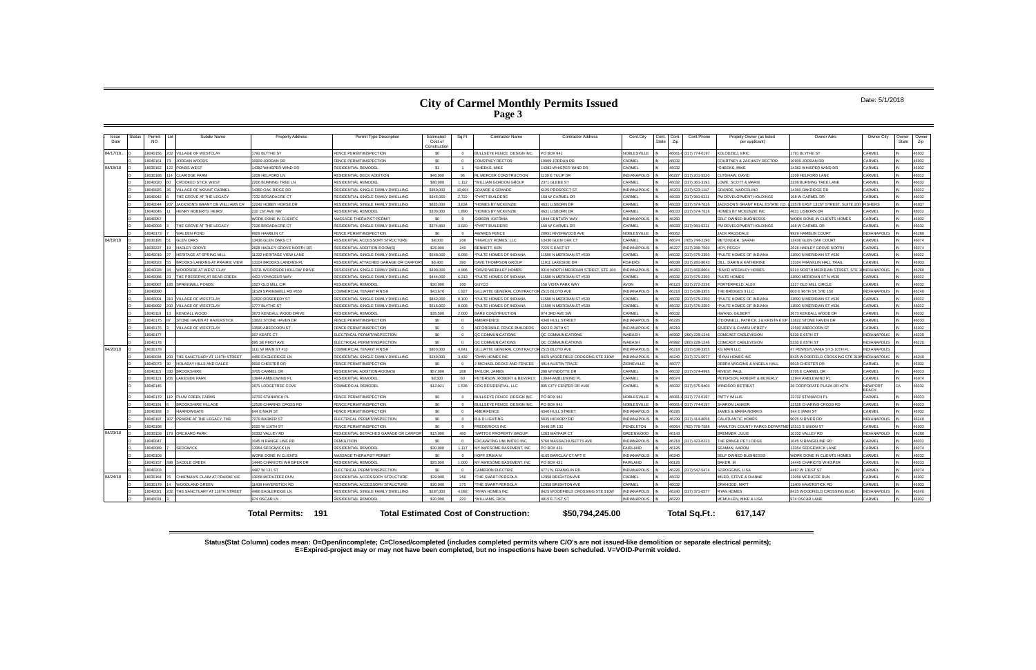# City of Carmel Monthly Permits Issued

Date: 5/1/2018

| Issue Date | Status | Permit NO | Lot | Subdiv Name | Property Address | Permit Type Description | Estimated Cost of Construction | Sq Ft | Contractor Name | Contractor Address | Cont.City | Cont. State | Cont. Zip | Cont.Phone | Propety Owner (as listed per applicant) | Owner Adrs | Owner City | Owner State | Owner Zip |
|---|---|---|---|---|---|---|---|---|---|---|---|---|---|---|---|---|---|---|---|
| 04/17/18... | O | 18040156 | 202 | VILLAGE OF WESTCLAY | 1791 BLYTHE ST | FENCE PERMIT/INSPECTION | $0 | 0 | BULLSEYE FENCE DESIGN INC. | PO BOX 941 | NOBLESVILLE | IN | 46061-0 | (317) 774-0197 | KOLODZIEJ, ERIC | 1791 BLYTHE ST | CARMEL | IN | 46032 |
| | O | 18040161 | 73 | JORDAN WOODS | 10909 JORDAN RD | FENCE PERMIT/INSPECTION | $0 | 0 | COURTNEY RECTOR | 10909 JORDAN RD | CARMEL | IN | 46032 | | COURTNEY & ZACHARY RECTOR | 10909 JORDAN RD | CARMEL | IN | 46032 |
| 04/18/18 | O | 18030162 | 122 | PONDS WEST | 14382 WHISPER WIND DR | RESIDENTIAL REMODEL | $1 | 1 | *SHEEKS, MIKE | 14382 WHISPER WIND DR | CARMEL | IN | 46032 | | *SHEEKS, MIKE | 14382 WHISPER WIND DR | CARMEL | IN | 46032 |
| | O | 18030188 | 114 | CLARIDGE FARM | 1209 HELFORD LN | RESIDENTIAL DECK ADDITION | $46,000 | 96 | RL MERCER CONSTRUCTION | 1130 E TULIP DR | INDIANAPOLIS | IN | 46227 | (317) 201-5520 | CUTSHAW, DAVID | 1209 HELFORD LANE | CARMEL | IN | 46032 |
| | O | 18040020 | 60 | CROOKED STICK WEST | 2206 BURNING TREE LN | RESIDENTIAL REMODEL | $90,000 | 1,112 | *WILLIAM GORDON GROUP | 2371 GLEBE ST | CARMEL | IN | 46032 | (317) 361-3191 | LOWE, SCOTT & MARIE | 2206 BURNING TREE LANE | CARMEL | IN | 46032 |
| | O | 18040025 | 35 | VILLAGE OF MOUNT CARMEL | 14360 OAK RIDGE RD | RESIDENTIAL SINGLE FAMILY DWELLING | $360,000 | 10,004 | GRANDE & GRANDE | 6125 PROSPECT ST. | INDIANAPOLIS | IN | 46203 | (317) 523-1117 | GRANDE, MARCELINO | 14360 OAKRIDGE RD | CARMEL | IN | 46032 |
| | O | 18040042 | 6 | THE GROVE AT THE LEGACY | 7232 BROADACRE CT | RESIDENTIAL SINGLE FAMILY DWELLING | $345,000 | 2,722 | *PYATT BUILDERS | 168 W CARMEL DR | CARMEL | IN | 46033 | (317) 981-0211 | PM DEVELOPMENT HOLDINGS | 168 W CARMEL DR | CARMEL | IN | 46032 |
| | O | 18040044 | 207 | JACKSON'S GRANT ON WILLIAMS CR | 12242 HOBBY HORSE DR | RESIDENTIAL SINGLE FAMILY DWELLING | $635,000 | 3,804 | *HOMES BY MCKENZIE | 4631 LISBORN DR | CARMEL | IN | 46033 | (317) 574-7616 | JACKSON'S GRANT REAL ESTATE CO. | 13578 EAST 131ST STREET, SUITE 200 | FISHERS | IN | 46037 |
| | O | 18040045 | 11 | HENRY ROBERTS' HEIRS' | 210 1ST AVE NW | RESIDENTIAL REMODEL | $300,000 | 1,880 | *HOMES BY MCKENZIE | 4631 LISBORN DR | CARMEL | IN | 46033 | (317) 574-7616 | HOMES BY MCKENZIE INC | 4631 LISBORN DR | CARMEL | IN | 46032 |
| | O | 18040057 | | | WORK DONE IN CLIENTS | MASSAGE THERAPIST PERMIT | $0 | 0 | GIBSON, KATRINA | 1844 CENTURY WAY | INDIANAPOLIS | IN | 46260 | | SELF OWNED BUSINESSS | WORK DONE IN CLIENTS HOMES | CARMEL | IN | 46032 |
| | O | 18040093 | 3 | THE GROVE AT THE LEGACY | 7226 BROADACRE CT | RESIDENTIAL SINGLE FAMILY DWELLING | $374,860 | 3,020 | *PYATT BUILDERS | 168 W CARMEL DR | CARMEL | IN | 46033 | (317) 981-0211 | PM DEVELOPMENT HOLDINGS | 168 W CARMEL DR | CARMEL | IN | 46032 |
| | O | 18040173 | 7 | WALDEN POND | 9929 HAMBLIN CT | FENCE PERMIT/INSPECTION | $0 | 0 | AWARDS FENCE | 20951 RIVERWOOD AVE | NOBLESVILLE | IN | 46062 | | JACK RAGSDALE | 9929 HAMBLIN COURT | INDIANAPOLIS | IN | 46280 |
| 04/19/18 | O | 18030195 | 51 | GLEN OAKS | 13436 GLEN OAKS CT | RESIDENTIAL ACCESSORY STRUCTURE | $8,000 | 208 | *HIGHLEY HOMES, LLC | 13436 GLEN OAK CT | CARMEL | IN | 46074 | (765) 744-2190 | METZINGER, SARAH | 13436 GLEN OAK COURT | CARMEL | IN | 46074 |
| | O | 18030227 | 19 | HADLEY GROVE | 2628 HADLEY GROVE NORTH DR | RESIDENTIAL ADDITION-ROOM(S) | $26,000 | 240 | BENNETT, KEN | 7225 S EAST ST | INDIANAPOLIS | IN | 46227 | (317) 289-7560 | ROY, PEGGY | 2628 HADLEY GROVE NORTH | CARMEL | IN | 46074 |
| | O | 18040019 | 27 | HERITAGE AT SPRING MILL | 11222 HERITAGE VIEW LANE | RESIDENTIAL SINGLE FAMILY DWELLING | $548,000 | 6,056 | *PULTE HOMES OF INDIANA | 11590 N MERIDIAN ST #530 | CARMEL | IN | 46032 | (317) 575-2350 | *PULTE HOMES OF INDIANA | 11590 N MERIDIAN ST #530 | CARMEL | IN | 46032 |
| | O | 18040023 | 55 | BROOKS LANDING AT PRAIRIE VIEW | 13104 BROOKS LANDING PL | RESIDENTIAL ATTACHED GARAGE OR CARPORT | $6,400 | 390 | DAVE THOMPSON GROUP | 11911 LAKESIDE DR | FISHERS | IN | 46038 | (317) 281-8043 | DILL, DARIN & KATHERINE | 13104 FRANKLIN HALL TRAIL | CARMEL | IN | 46033 |
| | O | 18040028 | 34 | WOODSIDE AT WEST CLAY | 13711 WOODSIDE HOLLOW DRIVE | RESIDENTIAL SINGLE FAMILY DWELLING | $490,000 | 4,906 | *DAVID WEEKLEY HOMES | 9310 NORTH MERIDIAN STREET, STE 100 | INDIANAPOLIS | IN | 46260 | (317) 669-8604 | *DAVID WEEKLEY HOMES | 9310 NORTH MERIDIAN STREET, STE 1 | INDIANAPOLIS | IN | 46260 |
| | O | 18040086 | 23 | THE PRESERVE AT BEAR CREEK | 4423 VOYAGEUR WAY | RESIDENTIAL SINGLE FAMILY DWELLING | $444,000 | 6,313 | *PULTE HOMES OF INDIANA | 11590 N MERIDIAN ST #530 | CARMEL | IN | 46032 | (317) 575-2350 | PULTE HOMES | 11590 MERIDIAN ST N #530 | CARMEL | IN | 46032 |
| | O | 18040087 | 185 | SPRINGMILL PONDS | 1527 OLD MILL CIR | RESIDENTIAL REMODEL | $30,000 | 200 | GUYCO | 150 VISTA PARK WAY | AVON | IN | 46123 | (317) 272-2236 | PORTERFIELD, ALEX | 1327 OLD MILL CIRCLE | CARMEL | IN | 46032 |
| | O | 18040090 | | | 11529 SPRINGMILL RD #650 | COMMERCIAL TENANT FINISH | $43,676 | 1,927 | GILLIATTE GENERAL CONTRACTOR | 2515 BLOYD AVE | INDIANAPOLIS | IN | 46218 | (317) 638-3355 | THE BRIDGES II LLC | 600 E 96TH ST, STE 150 | INDIANAPOLIS | IN | 46240 |
| | O | 18040091 | 310 | VILLAGE OF WESTCLAY | 12620 ROSEBERY ST | RESIDENTIAL SINGLE FAMILY DWELLING | $842,000 | 8,100 | *PULTE HOMES OF INDIANA | 11590 N MERIDIAN ST #530 | CARMEL | IN | 46032 | (317) 575-2350 | *PULTE HOMES OF INDIANA | 11590 N MERIDIAN ST #530 | CARMEL | IN | 46032 |
| | O | 18040092 | 200 | VILLAGE OF WESTCLAY | 1777 BLYTHE ST | RESIDENTIAL SINGLE FAMILY DWELLING | $615,000 | 8,008 | *PULTE HOMES OF INDIANA | 11590 N MERIDIAN ST #530 | CARMEL | IN | 46032 | (317) 575-2350 | *PULTE HOMES OF INDIANA | 11590 N MERIDIAN ST #530 | CARMEL | IN | 46032 |
| | O | 18040119 | 13 | KENDALL WOOD | 3673 KENDALL WOOD DRIVE | RESIDENTIAL REMODEL | $35,500 | 2,000 | BARE CONSTRUCTION | 974 3RD AVE SW | CARMEL | IN | 46032 | | HWANG, GILBERT | 3673 KENDALL WOOD DR | CARMEL | IN | 46032 |
| | O | 18040175 | 87 | STONE HAVEN AT HAVERSTICK | 13622 STONE HAVEN DR | FENCE PERMIT/INSPECTION | $0 | 0 | AMERIFENCE | 4340 HULL STREET | INDIANAPOLIS | IN | 46226 | | O'DONNELL, PATRICK J & KRISTA K EP | 13622 STONE HAVEN DR | CARMEL | IN | 46033 |
| | O | 18040176 | 3 | VILLAGE OF WESTCLAY | 13590 ABERCORN ST | FENCE PERMIT/INSPECTION | $0 | 0 | AFFORDABLE FENCE BUILDERS | 6023 E 26TH ST | INDIANAPOLIS | IN | 46219 | | SAJEEV & CHARU UPRETY | 13590 ABERCORN ST | CARMEL | IN | 46032 |
| | O | 18040177 | | | 207 KEATS CT | ELECTRICAL PERMIT/INSPECTION | $0 | 0 | QC COMMUNICATIONS | QC COMMUNICATIONS | WABASH | IN | 46992 | (260) 228-1246 | COMCAST CABLEVISION | 5330 E 65TH ST | INDIANAPOLIS | IN | 46220 |
| | C | 18040178 | | | 695 SE FIRST AVE | ELECTRICAL PERMIT/INSPECTION | $0 | 0 | QC COMMUNICATIONS | QC COMMUNICATIONS | WABASH | IN | 46992 | (260) 228-1246 | COMCAST CABLEVISION | 5330 E 65TH ST | INDIANAPOLIS | IN | 46220 |
| 04/20/18 | O | 18030178 | | | 1111 W MAIN ST #10 | COMMERCIAL TENANT FINISH | $800,000 | 4,841 | GILLIATTE GENERAL CONTRACTOR | 2515 BLOYD AVE | INDIANAPOLIS | IN | 46218 | (317) 638-3355 | KG MAIN LLC | 47 PENNSYLVANIA ST S 10TH FL | INDIANAPOLIS | IN | |
| | O | 18040034 | 200 | THE SANCTUARY AT 116TH STREET | 4450 EAGLERIDGE LN | RESIDENTIAL SINGLE FAMILY DWELLING | $240,000 | 3,432 | *RYAN HOMES INC | 8425 WOODFIELD CROSSING STE 310W | INDIANAPOLIS | IN | 46240 | (317) 371-6577 | *RYAN HOMES INC | 8425 WOODFIELD CROSSING STE 310W | INDIANAPOLIS | IN | 46240 |
| | O | 18040073 | 30 | HOLADAY HILLS AND DALES | 9919 CHESTER DR | FENCE PERMIT/INSPECTION | $0 | 0 | J MICHAEL DECKS AND FENCES | 4914 AUSTIN TRACE | ZIONSVILLE | IN | 46077 | | DEBRA WIGGINS & ANGELA HALL | 9919 CHESTER DR | CARMEL | IN | 46032 |
| | O | 18040115 | 330 | BROOKSHIRE | 3705 CARMEL DR | RESIDENTIAL ADDITION-ROOM(S) | $57,000 | 288 | TAYLOR, JAMES | 280 WYNDOTTE DR | CARMEL | IN | 46032 | (317) 574-4995 | RIVEST, PAUL | 3705 E CARMEL DR | CARMEL | IN | 46033 |
| | O | 18040121 | 205 | LAKESIDE PARK | 13944 AMBLEWIND PL | RESIDENTIAL REMODEL | $3,500 | 60 | PETERSON, ROBERT & BEVERLY | 13944 AMBLEWIND PL | CARMEL | IN | 46074 | | PETERSON, ROBERT & BEVERLY | 13944 AMBLEWIND PL | CARMEL | IN | 46074 |
| | O | 18040145 | | | 1671 LODGETREE COVE | COMMERCIAL REMODEL | $12,921 | 1,535 | CRG RESIDENTIAL, LLC | 805 CITY CENTER DR #160 | CARMEL | IN | 46032 | (317) 575-9400 | WINDSOR RETREAT | 26 CORPORATE PLAZA DR #270 | NEWPORT BEACH | CA | 46032 |
| | O | 18040179 | 119 | PLUM CREEK FARMS | 12702 STANWICH PL | FENCE PERMIT/INSPECTION | $0 | 0 | BULLSEYE FENCE DESIGN INC. | PO BOX 941 | NOBLESVILLE | IN | 46061-0 | (317) 774-0197 | PATTY WILLIS | 12702 STANWICH PL | CARMEL | IN | 46033 |
| | O | 18040191 | 6 | BROOKSHIRE VILLAGE | 12528 CHARING CROSS RD | FENCE PERMIT/INSPECTION | $0 | 0 | BULLSEYE FENCE DESIGN INC. | PO BOX 941 | NOBLESVILLE | IN | 46061-0 | (317) 774-0197 | SHARON LANKER | 12528 CHARING CROSS RD | CARMEL | IN | 46033 |
| | O | 18040193 | 3 | HARROWGATE | 644 E MAIN ST | FENCE PERMIT/INSPECTION | $0 | 0 | AMERIFENCE | 4340 HULL STREET | INDIANAPOLIS | IN | 46226 | | JAMES & MARIA NORRIS | 644 E MAIN ST | CARMEL | IN | 46032 |
| | C | 18040197 | 307 | PRAIRIE AT THE LEGACY, THE | 7279 BARKER ST | ELECTRICAL PERMIT/INSPECTION | $0 | 0 | B & D LIGHTING | 5635 HICKORY RD | INDIANAPOLIS | IN | 46239 | (317) 414-8056 | CALATLANTIC HOMES | 9025 N RIVER RD | INDIANAPOLIS | IN | 46240 |
| | O | 18040198 | | | 2020 W 116TH ST | FENCE PERMIT/INSPECTION | $0 | 0 | FREDERICKS INC | 5448 SR 132 | PENDLETON | IN | 46064 | (765) 778-7588 | HAMILTON COUNTY PARKS DEPARTMEN | 15513 S UNION ST | CARMEL | IN | 46033 |
| 04/23/18 | O | 18030159 | 179 | ORCHARD PARK | 10332 VALLEY RD | RESIDENTIAL DETACHED GARAGE OR CARPORT | $15,000 | 460 | *MATTOX PROPERTY GROUP | 1283 MAYFAIR CT | GREENWOOD | IN | 46143 | | BREMMER, JULIE | 10332 VALLEY RD | INDIANAPOLIS | IN | 46280 |
| | O | 18040047 | | | 1045 N RANGE LINE RD | DEMOLITION | $0 | 0 | EXCAVATING UNLIMITED INC | 5766 MASSACHUSETTS AVE | INDIANAPOLIS | IN | 46218 | (317) 423-0223 | THE RANGE PET LODGE | 1045 N RANGELINE RD | CARMEL | IN | 46032 |
| | O | 18040089 | 7 | SEDGWICK | 13354 SEDGWICK LN | RESIDENTIAL REMODEL | $50,000 | 1,117 | MY AWESOME BASEMENT, INC | PO BOX 431 | FAIRLAND | IN | 46126 | | SEAMAN, AARON | 13354 SEDGWICK LANE | CARMEL | IN | 46074 |
| | O | 18040109 | | | WORK DONE IN CLIENTS | MASSAGE THERAPIST PERMIT | $0 | 0 | HOFF, ERIKA M | 4165 BARCLAY CT APT E | INDIANAPOLIS | IN | 46240 | | SELF OWNED BUSINESSS | WORK DONE IN CLIENTS HOMES | CARMEL | IN | 46032 |
| | O | 18040157 | 398 | SADDLE CREEK | 14445 CHARIOTS WHISPER DR | RESIDENTIAL REMODEL | $25,000 | 1,000 | MY AWESOME BASEMENT, INC | PO BOX 431 | FAIRLAND | IN | 46126 | | BAKER, M | 14445 CHARIOTS WHISPER | CARMEL | IN | 46033 |
| | O | 18040203 | | | 4487 W 131 ST | ELECTRICAL PERMIT/INSPECTION | $0 | 0 | CAMERON ELECTRIC | 4771 N. FRANKLIN RD. | INDIANAPOLIS | IN | 46226 | (317) 547-5474 | SCROGGINS, LISA | 4487 W 131ST ST | CARMEL | IN | 46074 |
| 04/24/18 | O | 18030164 | 76 | CHAPMAN'S CLAIM AT PRAIRIE VIE | 13058 MCDUFFEE RUN | RESIDENTIAL ACCESSORY STRUCTURE | $29,000 | 256 | *THE SMART PERGOLA | 12958 BRIGHTON AVE | CARMEL | IN | 46032 | | IMLER, STEVE & DIANNE | 13058 MCDUFEE RUN | CARMEL | IN | 46032 |
| | O | 18030179 | 14 | WOODLAND GREEN | 11409 HAVERSTICK RD | RESIDENTIAL ACCESSORY STRUCTURE | $20,000 | 275 | *THE SMART PERGOLA | 12958 BRIGHTON AVE | CARMEL | IN | 46032 | | ORAHOOD, MATT | 11409 HAVERSTICK RD | CARMEL | IN | 46033 |
| | O | 18040021 | 202 | THE SANCTUARY AT 116TH STREET | 4466 EAGLERIDGE LN | RESIDENTIAL SINGLE FAMILY DWELLING | $287,000 | 4,092 | *RYAN HOMES INC | 8425 WOODFIELD CROSSING STE 310W | INDIANAPOLIS | IN | 46240 | (317) 371-6577 | RYAN HOMES | 8425 WOODFIELD CROSSING BLVD | INDIANAPOLIS | IN | 46240 |
| | O | 18040031 | 3 | | 974 OSCAR LN | RESIDENTIAL REMODEL | $20,000 | 220 | *WILLIAMS, RICK | 4815 E 71ST ST | INDIANAPOLIS | IN | 46220 | | MCMULLEN, MIKE & LISA | 974 OSCAR LANE | CARMEL | IN | 46032 |

**Total Permits: 191** **Total Estimated Cost of Construction: $50,794,245.00** **Total Sq.Ft.: 617,147**

**Status(Stat Column) codes mean: O=Open/incomplete; C=Closed/completed (includes completed permits where C/O's are not issued-like demolition or separate electrical permits); E=Expired-project may or may not have been completed, but no inspections have been scheduled. V=VOID-Permit voided.**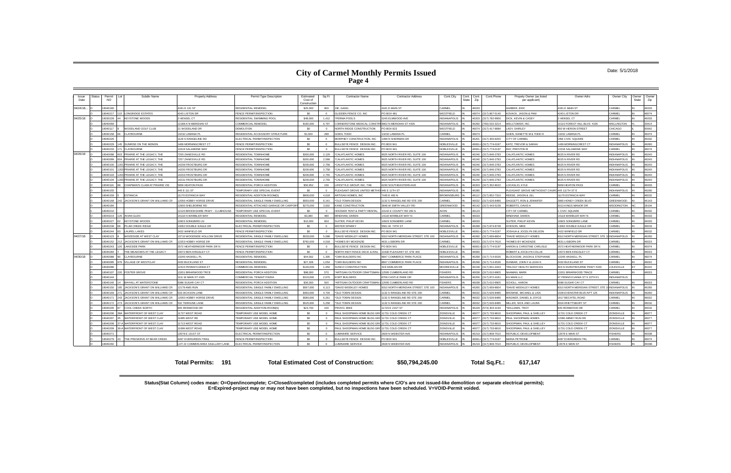# City of Carmel Monthly Permits Issued

Date: 5/1/2018

| Issue Date | Status | Permit NO. | Lot | Subdiv Name | Property Address | Permit Type Description | Estimated Cost of Construction | Sq Ft | Contractor Name | Contractor Address | Cont.City | Cont. State | Cont. Zip | Cont.Phone | Propety Owner (as listed per applicant) | Owner Adrs | Owner City | Owner State | Owner Zip |
|---|---|---|---|---|---|---|---|---|---|---|---|---|---|---|---|---|---|---|---|
| 04/24/18... | O | 18040180 | | | 4181 E 131 ST | RESIDENTIAL REMODEL | $25,000 | 900 | XIE, GANG | 4181 E MAIN ST | CARMEL | IN | 46033 | | HARBER, ERIC | 4181 E MAIN ST | CARMEL | IN | 46033 |
| | O | 18040217 | 122 | LONGRIDGE ESTATES | 4243 LISTON DR | FENCE PERMIT/INSPECTION | $0 | 0 | GLIDDEN FENCE CO, INC. | PO BOX 481 | WESTFIELD | IN | 46074 | (317) 867-5140 | KOVACK, JASON & PAM | 4243 LISTON DR | CARMEL | IN | 46074 |
| 04/25/18 | O | 18030228 | 44 | KEYSTONE WOODS | 2 HENSEL CT | RESIDENTIAL SWIMMING POOL | $48,000 | 1,412 | *PERMA POOLS | 5245 ELMWOOD AVE | INDIANAPOLIS | IN | 46203 | (317) 782-9956 | DICK, KEVIN & CASEY | 2 HENSEL CT | CARMEL | IN | 46033 |
| | O | 18040059 | | | 12188-A N MERIDIAN ST | COMMERCIAL REMODEL | $160,000 | 6,797 | CORNERSTONE MEDICAL CONSTR | 8902 N MERIDIAN ST #205 | INDIANAPOLIS | IN | 46260 | (765) 532-3214 | WELLTOWER, INC. | 10315 FOREST HILL BLVD. #105 | WELLINGTON | FL | 33414 |
| | O | 18040117 | 8 | WOODLAND GOLF CLUB | 21 WOODLAND DR | DEMOLITION | $0 | 0 | NORTH RIDGE CONSTRUCTION | PO BOX 823 | WESTFIELD | IN | 46074 | (317) 417-9884 | LADY, SHIRLEY | 950 W HERON STREET | CHICAGO | IL | 60642 |
| | O | 18040158 | 66 | CLAYBOURNE | 13232 LAMANA PL | RESIDENTIAL ACCESSORY STRUCTURE | $1,500 | 288 | GOEN, TODD | 13232 LAMANA PL | CARMEL | IN | 46074 | | GOEN, DANETTE M & TODD K | 13232 LAMANA PL | CARMEL | IN | 46074 |
| | O | 18040226 | | | 3128 S RANGELINE RD | ELECTRICAL PERMIT/INSPECTION | $0 | 0 | MORPHEY CONSTRUCTION, INC | 1499 N SHERMAN DR | INDIANAPOLIS | IN | 46201 | (317) 356-9250 | CITY OF CARMEL | ONE CIVIC SQUARE | CARMEL | IN | 46032 |
| | O | 18040229 | 145 | SUNRISE ON THE MONON | 1469 MORNINGCREST CT | FENCE PERMIT/INSPECTION | $0 | 0 | BULLSEYE FENCE DESIGN INC. | PO BOX 941 | NOBLESVILLE | IN | 46061-0 | (317) 774-0197 | KATZ, TREVOR & SARAH | 1469 MORNINGCREST CT | INDIANAPOLIS | IN | 46280 |
| | O | 18040233 | 171 | CLAYBOURNE | 13318 SALAMONIE WAY | FENCE PERMIT/INSPECTION | $0 | 0 | BULLSEYE FENCE DESIGN INC. | PO BOX 941 | NOBLESVILLE | IN | 46061-0 | (317) 774-0197 | RAY, PRESTON B | 13318 SALAMONIE WAY | CARMEL | IN | 46074 |
| 04/26/18 | O | 18040098 | 603 | PRAIRIE AT THE LEGACY, THE | 7255 ZANESVILLE RD | RESIDENTIAL TOWNHOME | $200,000 | 2,129 | *CALATLANTIC HOMES | 9025 NORTH RIVER RD, SUITE 100 | INDIANAPOLIS | IN | 46240 | (317) 846-2783 | CALATLANTIC HOMES | 9025 N RIVER RD | INDIANAPOLIS | IN | 46240 |
| | O | 18040099 | 604 | PRAIRIE AT THE LEGACY, THE | 7257 ZANESVILLE RD | RESIDENTIAL TOWNHOME | $200,000 | 2,568 | *CALATLANTIC HOMES | 9025 NORTH RIVER RD, SUITE 100 | INDIANAPOLIS | IN | 46240 | (317) 846-2783 | CALATLANTIC HOMES | 9025 N RIVER RD | INDIANAPOLIS | IN | 46240 |
| | O | 18040100 | 1201 | PRAIRIE AT THE LEGACY, THE | 14239 FROSTBURG DR | RESIDENTIAL TOWNHOME | $200,000 | 2,758 | *CALATLANTIC HOMES | 9025 NORTH RIVER RD, SUITE 100 | INDIANAPOLIS | IN | 46240 | (317) 846-2783 | CALATLANTIC HOMES | 9025 N RIVER RD | INDIANAPOLIS | IN | 46240 |
| | O | 18040101 | 1203 | PRAIRIE AT THE LEGACY, THE | 14235 FROSTBURG DR | RESIDENTIAL TOWNHOME | $200,000 | 2,758 | *CALATLANTIC HOMES | 9025 NORTH RIVER RD, SUITE 100 | INDIANAPOLIS | IN | 46240 | (317) 846-2783 | CALATLANTIC HOMES | 9025 N RIVER RD | INDIANAPOLIS | IN | 46240 |
| | O | 18040103 | 1204 | PRAIRIE AT THE LEGACY, THE | 14233 FROSTBURG DR | RESIDENTIAL TOWNHOME | $200,000 | 2,755 | *CALATLANTIC HOMES | 9025 NORTH RIVER RD, SUITE 100 | INDIANAPOLIS | IN | 46240 | (317) 846-2783 | CALATLANTIC HOMES | 9025 N RIVER RD | INDIANAPOLIS | IN | 46240 |
| | O | 18040104 | 1205 | PRAIRIE AT THE LEGACY, THE | 14231 FROSTBURG DR | RESIDENTIAL TOWNHOME | $200,000 | 2,755 | *CALATLANTIC HOMES | 9025 NORTH RIVER RD, SUITE 100 | INDIANAPOLIS | IN | 46240 | (317) 846-2783 | CALATLANTIC HOMES | 9025 N RIVER RD | INDIANAPOLIS | IN | 46240 |
| | O | 18040116 | 88 | CHAPMAN'S CLAIM AT PRAIRIE VIE | 5959 HEATON PASS | RESIDENTIAL PORCH ADDITION | $50,952 | 156 | LIFESTYLE GROUP, INC, THE | 6230 SOUTHEASTERN AVE | INDIANAPOLIS | IN | 46203 | (317) 352-9022 | LOCASLIO, KYLE | 5959 HEATON PASS | CARMEL | IN | 46033 |
| | O | 18040155 | | | 445 E 111 ST | TEMPORARY USE SPECIAL EVENT | $0 | 0 | PLEASANT GROVE UNITED METHO | 445 E 11TH ST | INDIANAPOLIS | IN | 46280 | | PLEASANT GROVE METHODIST CHURC | 445 111TH ST E | INDIANAPOLIS | IN | 46280 |
| | O | 18040159 | 5 | ESTANCIA | 11170 ESTANCIA WAY | RESIDENTIAL ADDITION-ROOM(S) | $800,000 | 4,618 | ARTISAN HOMES, INC. | 7445 E 400 N | BROWNSBURG | IN | 46112 | (317) 852-7310 | REESE, JASON & JILL | 11170 ESTANCIA WAY | CARMEL | IN | 46032 |
| | O | 18040168 | 242 | JACKSON'S GRANT ON WILLIAMS CR | 12056 HOBBY HORSE DRIVE | RESIDENTIAL SINGLE FAMILY DWELLING | $550,000 | 6,141 | *OLD TOWN DESIGN | 1132 S RANGELINE RD STE 200 | CARMEL | IN | 46032 | (317) 626-8486 | DAGGETT, RON & JENNIFER | 3965 HONEY CREEK BLVD | GREENWOOD | IN | 46143 |
| | O | 18040184 | | | 12600 SHELBORNE RD | RESIDENTIAL ATTACHED GARAGE OR CARPORT | $275,000 | 3,602 | KANE CONSTRUCTION | 3840 W SMITH VALLEY RD | GREENWOOD | IN | 46142 | (317) 443-5239 | ROBERTS, DAVID A | 3013 KINGS MANOR DR | WEDDINGTON | NC | 28104 |
| | C | 18040210 | | | 12120 BROOKSHIRE PKWY - CLUBHOUSE | TEMPORARY USE SPECIAL EVENT | $0 | 0 | HOOSIER TENT & PARTY RENTAL | 10142 E COUNTY RD 200 S | AVON | IN | 46123 | | CITY OF CARMEL | 1 CIVIC SQUARE | CARMEL | IN | 46032 |
| | O | 18040214 | 125 | AVIAN GLEN | 14118 N WARBLER WAY | RESIDENTIAL REMODEL | $3,360 | 480 | MINDHAM, DAREN | 14118 WARBLER WAY N | CARMEL | IN | 46033 | | MINDHAM, DAREN | 14118 WARBLER WAY N | CARMEL | IN | 46033 |
| | O | 18040227 | 62 | KEYSTONE WOODS | 10923 SONGBIRD LN | RESIDENTIAL REMODEL | $10,000 | 604 | SUITER, PHILIP KEVIN | 10923 SONGBIRD LANE | CARMEL | IN | 46033 | | SUITER, PHILIP KEVIN | 10923 SONGBIRD LANE | CARMEL | IN | 46033 |
| | O | 18040239 | 68 | PLUM CREEK RIDGE | 13062 DOUBLE EAGLE DR | ELECTRICAL PERMIT/INSPECTION | $0 | 0 | MISTER SPARKY | 5561 W. 74TH ST | INDIANAPOLIS | IN | 46268 | (317) 874-8748 | DODSON, MIKE | 13062 DOUBLE EAGLE DR | CARMEL | IN | 46033 |
| | O | 18040244 | 83 | LAUREL LAKES | 2422 WINFIELD DR | FENCE PERMIT/INSPECTION | $0 | 0 | BULLSEYE FENCE DESIGN INC. | PO BOX 941 | NOBLESVILLE | IN | 46061-0 | (317) 774-0197 | JOSHUA & JOCELYN DELEON | 2422 WINFIELD DR | CARMEL | IN | 46032 |
| 04/27/18 | O | 18040123 | 8 | WOODSIDE AT WEST CLAY | 13710 WOODSIDE HOLLOW DRIVE | RESIDENTIAL SINGLE FAMILY DWELLING | $533,000 | 5,098 | *DAVID WEEKLEY HOMES | 9310 NORTH MERIDIAN STREET, STE 100 | INDIANAPOLIS | IN | 46260 | (317) 669-8604 | *DAVID WEEKLEY HOMES | 9310 NORTH MERIDIAN STREET, STE 1 | INDIANAPOLIS | IN | 46260 |
| | O | 18040152 | 212 | JACKSON'S GRANT ON WILLIAMS CR | 12253 HOBBY HORSE DR | RESIDENTIAL SINGLE FAMILY DWELLING | $760,000 | 4,018 | *HOMES BY MCKENZIE | 4631 LISBORN DR | CARMEL | IN | 46033 | (317) 574-7616 | *HOMES BY MCKENZIE | 4631 LISBORN DR | CARMEL | IN | 46033 |
| | O | 18040243 | 120 | LAKESIDE PARK | 2572 HEATHERMOOR PARK DR N | FENCE PERMIT/INSPECTION | $0 | 0 | BULLSEYE FENCE DESIGN INC. | PO BOX 941 | NOBLESVILLE | IN | 46061-0 | (317) 774-0197 | AARON & CHRISTINE CARLISLE | 2572 HEATHERMOOR PARK DR N | CARMEL | IN | 46074 |
| | O | 18040284 | 7 | THE MEADOWS AT THE LEGACY | 14072 BEN KINGSLEY CT | FENCE PERMIT/INSPECTION | $0 | 0 | NORTH INDY FENCE DECK & RAIL | 10330 PLEASANT ST, STE 400 | NOBLESVILLE | IN | 46060 | | ROBERT & JOCELYN COLLIE | 14072 BEN KINGSLEY CT | CARMEL | IN | 46033 |
| 04/30/18 | O | 18040088 | 90 | CLAYBOURNE | 13246 HASKELL PL | RESIDENTIAL REMODEL | $44,562 | 1,305 | *CMH BUILDERS INC | 8847 COMMERCE PARK PLACE | INDIANAPOLIS | IN | 46268 | (317) 714-6536 | BLOCKSOM, JASON & STEPHANIE | 13246 HASKELL PL | CARMEL | IN | 46074 |
| | O | 18040095 | 976 | VILLAGE OF WESTCLAY | 2432 BUCKLAND ST | RESIDENTIAL REMODEL | $27,328 | 1,054 | *CMH BUILDERS INC | 8847 COMMERCE PARK PLACE | INDIANAPOLIS | IN | 46268 | (317) 714-6536 | DUNBAR, JOHN F & LEAH K | 2432 BUCKLAND ST | CARMEL | IN | 46032 |
| | O | 18040096 | | | 12315 PENNSYLVANIA ST | COMMERCIAL REMODEL | $140,000 | 1,450 | SUNCO CONSTRUCTION | 319 HARLAN DR | MOORESVILLE | IN | 46158 | (317) 831-3443 | TRILOGY HEALTH SERVICES | 303 N HURSTBOURNE PKWY #200 | LOUISVILLE | KY | 40222 |
| | O | 18040107 | 220 | FOSTER GROVE | 13201 BRIARWOOD TRCE | RESIDENTIAL PORCH ADDITION | $98,000 | 570 | *ARTISAN OUTDOOR CRAFTSMAN | 12595 CUMBERLAND RD | FISHERS | IN | 46038 | (317) 610-9905 | NAAMAN, MARK | 13201 BRIARWOOD TRACE | CARMEL | IN | 46033 |
| | O | 18040144 | | | 1111 W MAIN ST #165 | COMMERCIAL TENANT FINISH | $310,000 | 2,670 | KORT BUILDERS | 8709 CASTLE PARK DR | INDIANAPOLIS | IN | 46256 | (317) 872-6181 | KG MAIN LLC | 47 PENNSYLVANIA ST S 10TH FL | INDIANAPOLIS | | |
| | O | 18040146 | 14 | BAYHILL AT WATERSTONE | 5088 SUGAR CAY CT | RESIDENTIAL PORCH ADDITION | $36,000 | 500 | *ARTISAN OUTDOOR CRAFTSMAN | 12595 CUMBERLAND RD | FISHERS | IN | 46038 | (317) 610-9905 | SCHOLL, AARON | 5088 SUGAR CAY CT | CARMEL | IN | 46033 |
| | O | 18040150 | 185 | JACKSON'S GRANT ON WILLIAMS CR | 12178 AMIS RUN | RESIDENTIAL SINGLE FAMILY DWELLING | $567,000 | 6,113 | *DAVID WEEKLEY HOMES | 9310 NORTH MERIDIAN STREET, STE 100 | INDIANAPOLIS | IN | 46260 | (317) 669-8604 | *DAVID WEEKLEY HOMES | 9310 NORTH MERIDIAN STREET, STE 1 | INDIANAPOLIS | IN | 46260 |
| | O | 18040169 | 271 | JACKSON'S GRANT ON WILLIAMS CR | 533 DICKSON LANE | RESIDENTIAL SINGLE FAMILY DWELLING | $460,000 | 4,704 | *OLD TOWN DESIGN | 1132 S RANGELINE RD STE 200 | CARMEL | IN | 46032 | (317) 626-8486 | BROWNE, MICHAEL & LISA | 1509 EVENSTAR BLVD APT 125 | INDIANAPOLIS | IN | 46280 |
| | O | 18040171 | 243 | JACKSON'S GRANT ON WILLIAMS CR | 12050 HOBBY HORSE DRIVE | RESIDENTIAL SINGLE FAMILY DWELLING | $580,000 | 6,261 | *OLD TOWN DESIGN | 1132 S RANGELINE RD STE 200 | CARMEL | IN | 46032 | (317) 626-8486 | WAGNER, DANIEL & JOYCE | 1917 BECHTEL ROAD | CARMEL | IN | 46032 |
| | O | 18040172 | 273 | JACKSON'S GRANT ON WILLIAMS CR | 532 TERHUNE LANE | RESIDENTIAL SINGLE FAMILY DWELLING | $525,000 | 5,258 | *OLD TOWN DESIGN | 1132 S RANGELINE RD STE 200 | CARMEL | IN | 46032 | (317) 626-8486 | MILLER, NICK AND LAURA | 2004 RHETTSBURY ST | CARMEL | IN | 46032 |
| | O | 18040205 | 87 | COOL CREEK NORTH | 945 IRONWOOD DR | RESIDENTIAL ADDITION-ROOM(S) | $23,700 | 100 | PROVO, MIKE | 13723 E 21ST ST | INDIANAPOLIS | IN | 46229 | (574) 304-3164 | *WILLIAMS, TROY | 945 IRONWOOD DR | CARMEL | IN | 46032 |
| | O | 18040206 | 38A | WATERFRONT OF WEST CLAY | 11727 WEST ROAD | TEMPORARY USE MODEL HOME | $0 | 0 | PAUL SHOOPMAN HOME BLDG GRO | 11731 COLD CREEK CT | ZIONSVILLE | IN | 46077 | (317) 733-9810 | SHOOPMAN, PAUL & SHELLEY | 11731 COLD CREEK CT | ZIONSVILLE | IN | 46077 |
| | O | 18040207 | 35 | WATERFRONT OF WEST CLAY | 11695 WEST RD | TEMPORARY USE MODEL HOME | $0 | 0 | PAUL SHOOPMAN HOME BLDG GRO | 11731 COLD CREEK CT | ZIONSVILLE | IN | 46077 | (317) 733-9810 | PAUL SHOOPMAN HOMES | 12080 ABNEY RUN DR | ZIONSVILLE | IN | 46077 |
| | O | 18040208 | 37-A | WATERFRONT OF WEST CLAY | 11713 WEST ROAD | TEMPORARY USE MODEL HOME | $0 | 0 | PAUL SHOOPMAN HOME BLDG GRO | 11731 COLD CREEK CT | ZIONSVILLE | IN | 46077 | (317) 733-9810 | SHOOPMAN, PAUL & SHELLEY | 11731 COLD CREEK CT | ZIONSVILLE | IN | 46077 |
| | O | 18040209 | 36-A | WATERFRONT OF WEST CLAY | 11699 WEST ROAD | TEMPORARY USE MODEL HOME | $0 | 0 | PAUL SHOOPMAN HOME BLDG GRO | 11731 COLD CREEK CT | ZIONSVILLE | IN | 46077 | (317) 733-9810 | SHOOPMAN, PAUL & SHELLEY | 11731 COLD CREEK CT | ZIONSVILLE | IN | 46077 |
| | O | 18040271 | | | 13578 E 131ST ST | ELECTRICAL PERMIT/INSPECTION | $0 | 0 | LUMINAIRE SERVICE | 2828 N WEBSTER AVE | INDIANAPOLIS | IN | 46219 | (317) 808-7010 | REPUBLIC DEVELOPMENT | 13578 E MAIN ST | FISHERS | IN | 46038 |
| | O | 18040279 | 43 | THE PRESERVE AT BEAR CREEK | 4497 EVERGREEN TRAIL | FENCE PERMIT/INSPECTION | $0 | 0 | BULLSEYE FENCE DESIGN INC. | PO BOX 941 | NOBLESVILLE | IN | 46061-0 | (317) 774-0197 | MARIA PETRONE | 4497 EVERGREEN TRL | CARMEL | IN | 46074 |
| | O | 18040292 | | | LOT 22 COMMON AREA SIGILLARY LANE | ELECTRICAL PERMIT/INSPECTION | $0 | 0 | LUMINAIRE SERVICE | 2828 N WEBSTER AVE | INDIANAPOLIS | IN | 46219 | (317) 808-7010 | REPUBLIC DEVELOPMENT | 13578 E MAIN ST | FISHERS | IN | 46038 |

**Total Permits: 191** **Total Estimated Cost of Construction: $50,794,245.00** **Total Sq.Ft.: 617,147**

**Status(Stat Column) codes mean: O=Open/incomplete; C=Closed/completed (includes completed permits where C/O's are not issued-like demolition or separate electrical permits); E=Expired-project may or may not have been completed, but no inspections have been scheduled. V=VOID-Permit voided.**